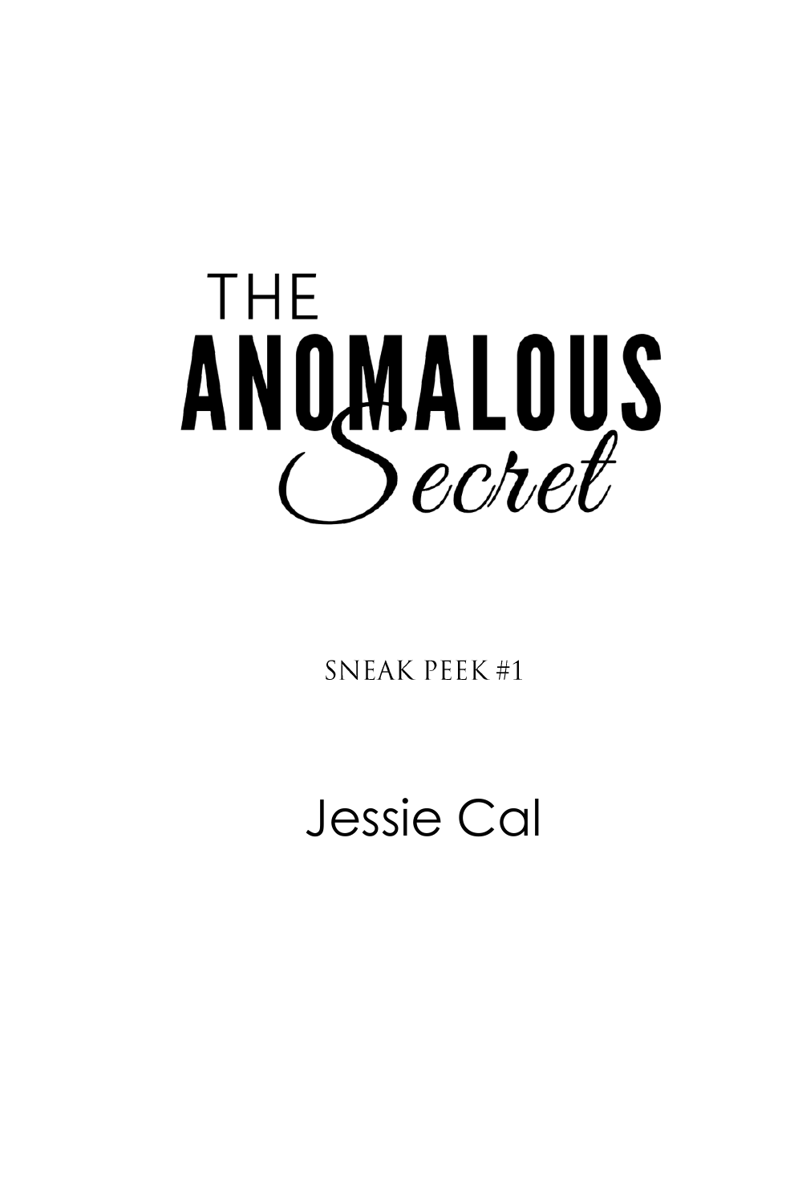# THE ANOMALOUS *Secret*

SNEAK PEEK #1

Jessie Cal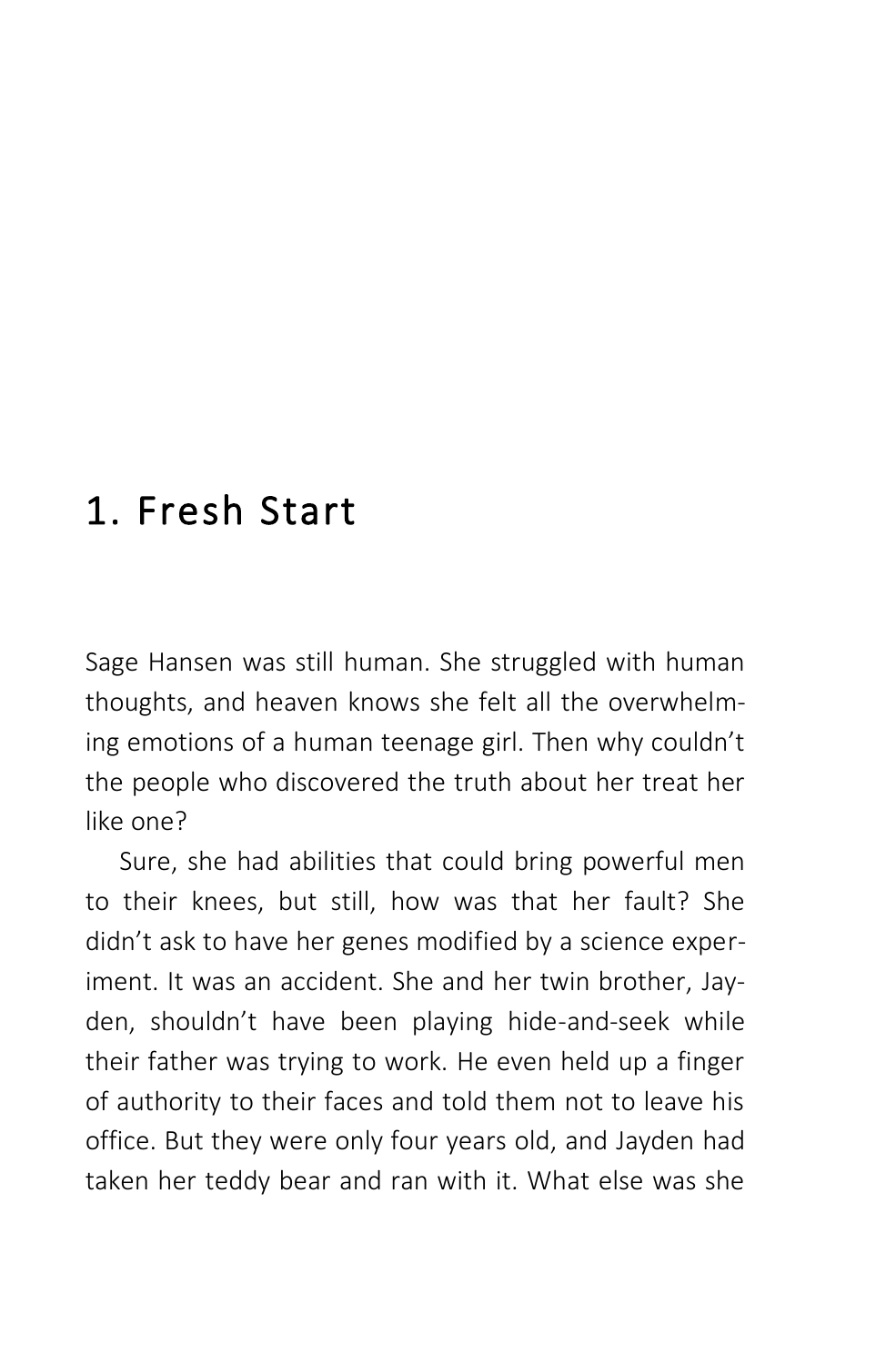# 1. Fresh Start

Sage Hansen was still human. She struggled with human thoughts, and heaven knows she felt all the overwhelming emotions of a human teenage girl. Then why couldn't the people who discovered the truth about her treat her like one?

Sure, she had abilities that could bring powerful men to their knees, but still, how was that her fault? She didn't ask to have her genes modified by a science experiment. It was an accident. She and her twin brother, Jayden, shouldn't have been playing hide-and-seek while their father was trying to work. He even held up a finger of authority to their faces and told them not to leave his office. But they were only four years old, and Jayden had taken her teddy bear and ran with it. What else was she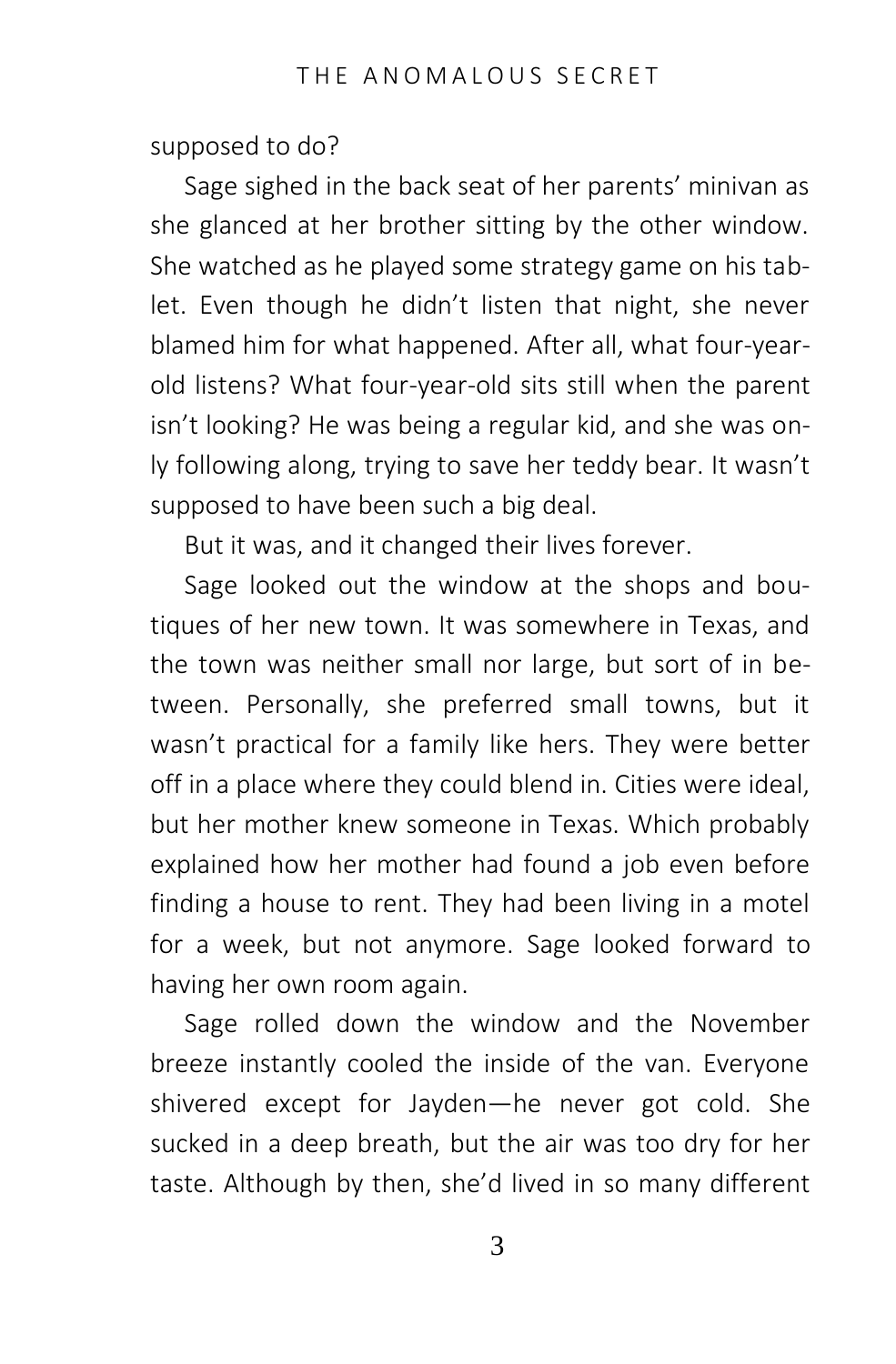supposed to do?

Sage sighed in the back seat of her parents' minivan as she glanced at her brother sitting by the other window. She watched as he played some strategy game on his tablet. Even though he didn't listen that night, she never blamed him for what happened. After all, what four-year-old listens? What four-year-old sits still when the parent isn't looking? He was being a regular kid, and she was only following along, trying to save her teddy bear. It wasn't supposed to have been such a big deal.

But it was, and it changed their lives forever.

Sage looked out the window at the shops and boutiques of her new town. It was somewhere in Texas, and the town was neither small nor large, but sort of in between. Personally, she preferred small towns, but it wasn't practical for a family like hers. They were better off in a place where they could blend in. Cities were ideal, but her mother knew someone in Texas. Which probably explained how her mother had found a job even before finding a house to rent. They had been living in a motel for a week, but not anymore. Sage looked forward to having her own room again.

Sage rolled down the window and the November breeze instantly cooled the inside of the van. Everyone shivered except for Jayden—he never got cold. She sucked in a deep breath, but the air was too dry for her taste. Although by then, she'd lived in so many different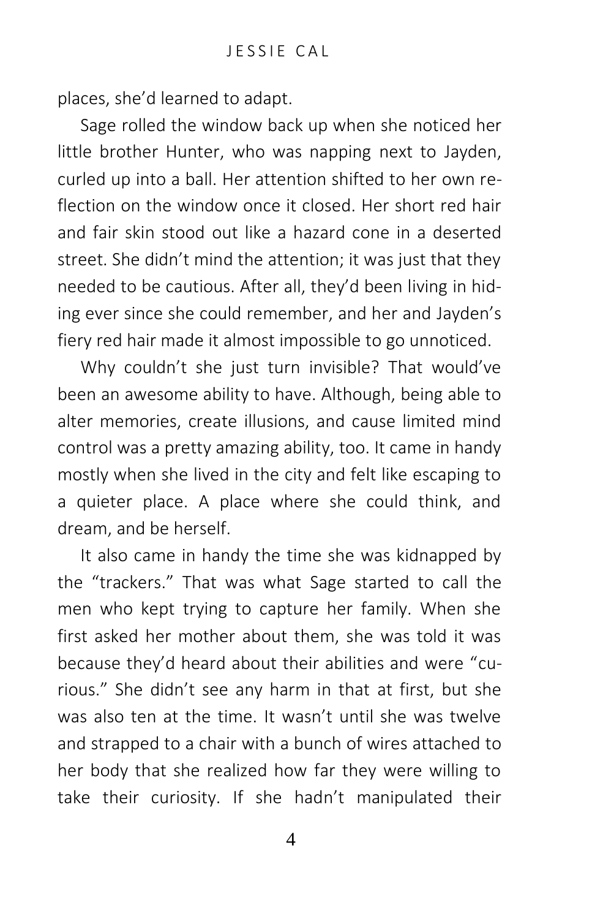places, she'd learned to adapt.

Sage rolled the window back up when she noticed her little brother Hunter, who was napping next to Jayden, curled up into a ball. Her attention shifted to her own reflection on the window once it closed. Her short red hair and fair skin stood out like a hazard cone in a deserted street. She didn't mind the attention; it was just that they needed to be cautious. After all, they'd been living in hiding ever since she could remember, and her and Jayden's fiery red hair made it almost impossible to go unnoticed.

Why couldn't she just turn invisible? That would've been an awesome ability to have. Although, being able to alter memories, create illusions, and cause limited mind control was a pretty amazing ability, too. It came in handy mostly when she lived in the city and felt like escaping to a quieter place. A place where she could think, and dream, and be herself.

It also came in handy the time she was kidnapped by the "trackers." That was what Sage started to call the men who kept trying to capture her family. When she first asked her mother about them, she was told it was because they'd heard about their abilities and were "curious." She didn't see any harm in that at first, but she was also ten at the time. It wasn't until she was twelve and strapped to a chair with a bunch of wires attached to her body that she realized how far they were willing to take their curiosity. If she hadn't manipulated their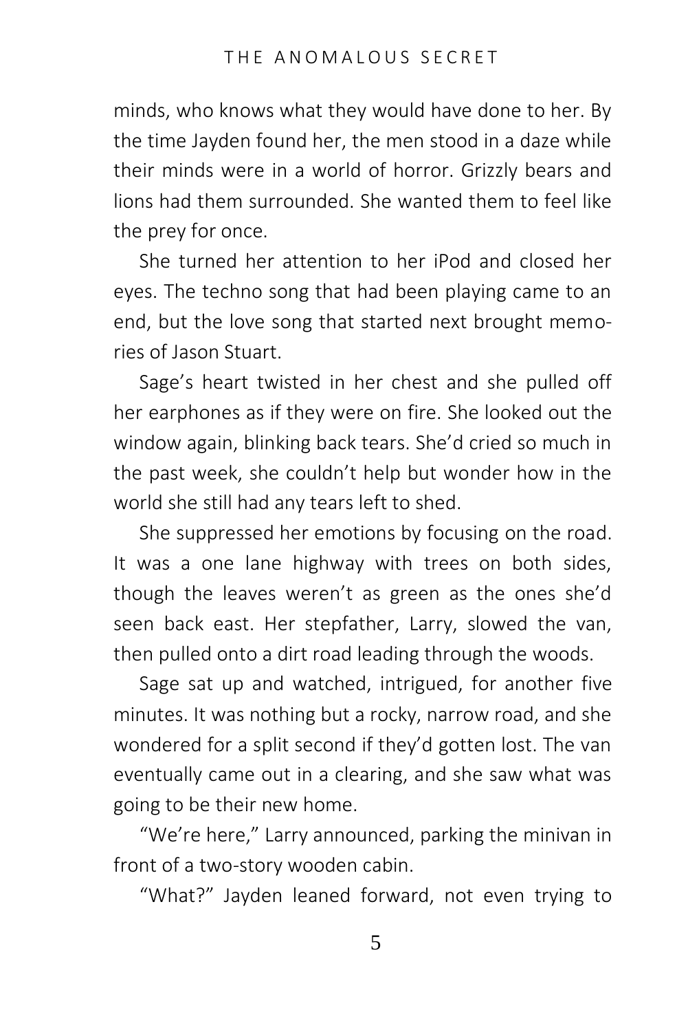minds, who knows what they would have done to her. By the time Jayden found her, the men stood in a daze while their minds were in a world of horror. Grizzly bears and lions had them surrounded. She wanted them to feel like the prey for once.

She turned her attention to her iPod and closed her eyes. The techno song that had been playing came to an end, but the love song that started next brought memories of Jason Stuart.

Sage's heart twisted in her chest and she pulled off her earphones as if they were on fire. She looked out the window again, blinking back tears. She'd cried so much in the past week, she couldn't help but wonder how in the world she still had any tears left to shed.

She suppressed her emotions by focusing on the road. It was a one lane highway with trees on both sides, though the leaves weren't as green as the ones she'd seen back east. Her stepfather, Larry, slowed the van, then pulled onto a dirt road leading through the woods.

Sage sat up and watched, intrigued, for another five minutes. It was nothing but a rocky, narrow road, and she wondered for a split second if they'd gotten lost. The van eventually came out in a clearing, and she saw what was going to be their new home.

"We're here," Larry announced, parking the minivan in front of a two-story wooden cabin.

"What?" Jayden leaned forward, not even trying to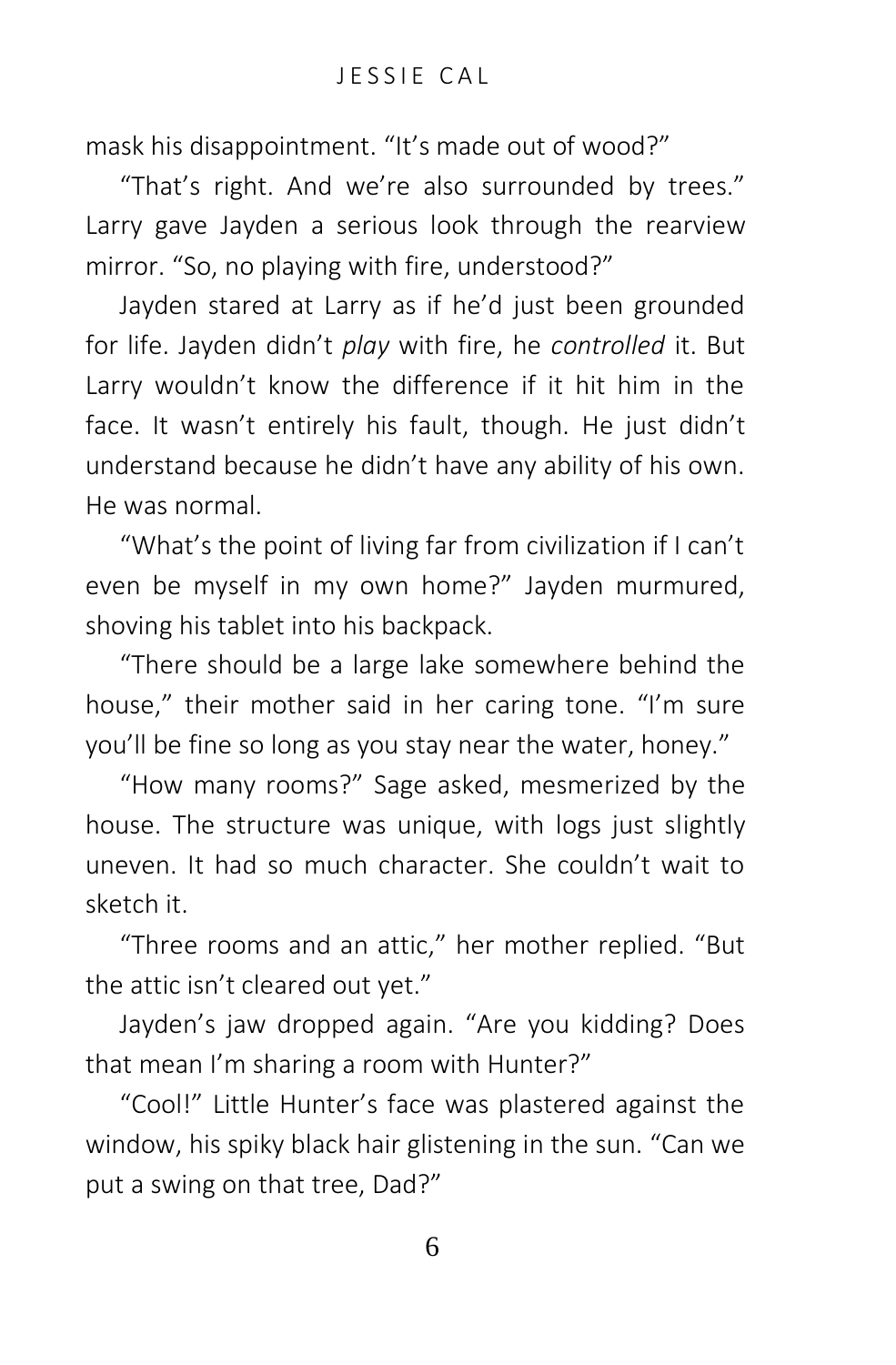mask his disappointment. “It’s made out of wood?”

“That’s right. And we’re also surrounded by trees.” Larry gave Jayden a serious look through the rearview mirror. “So, no playing with fire, understood?”

Jayden stared at Larry as if he’d just been grounded for life. Jayden didn’t *play* with fire, he *controlled* it. But Larry wouldn’t know the difference if it hit him in the face. It wasn’t entirely his fault, though. He just didn’t understand because he didn’t have any ability of his own. He was normal.

“What’s the point of living far from civilization if I can’t even be myself in my own home?” Jayden murmured, shoving his tablet into his backpack.

“There should be a large lake somewhere behind the house,” their mother said in her caring tone. “I’m sure you’ll be fine so long as you stay near the water, honey.”

“How many rooms?” Sage asked, mesmerized by the house. The structure was unique, with logs just slightly uneven. It had so much character. She couldn’t wait to sketch it.

“Three rooms and an attic,” her mother replied. “But the attic isn’t cleared out yet.”

Jayden’s jaw dropped again. “Are you kidding? Does that mean I’m sharing a room with Hunter?”

“Cool!” Little Hunter’s face was plastered against the window, his spiky black hair glistening in the sun. “Can we put a swing on that tree, Dad?”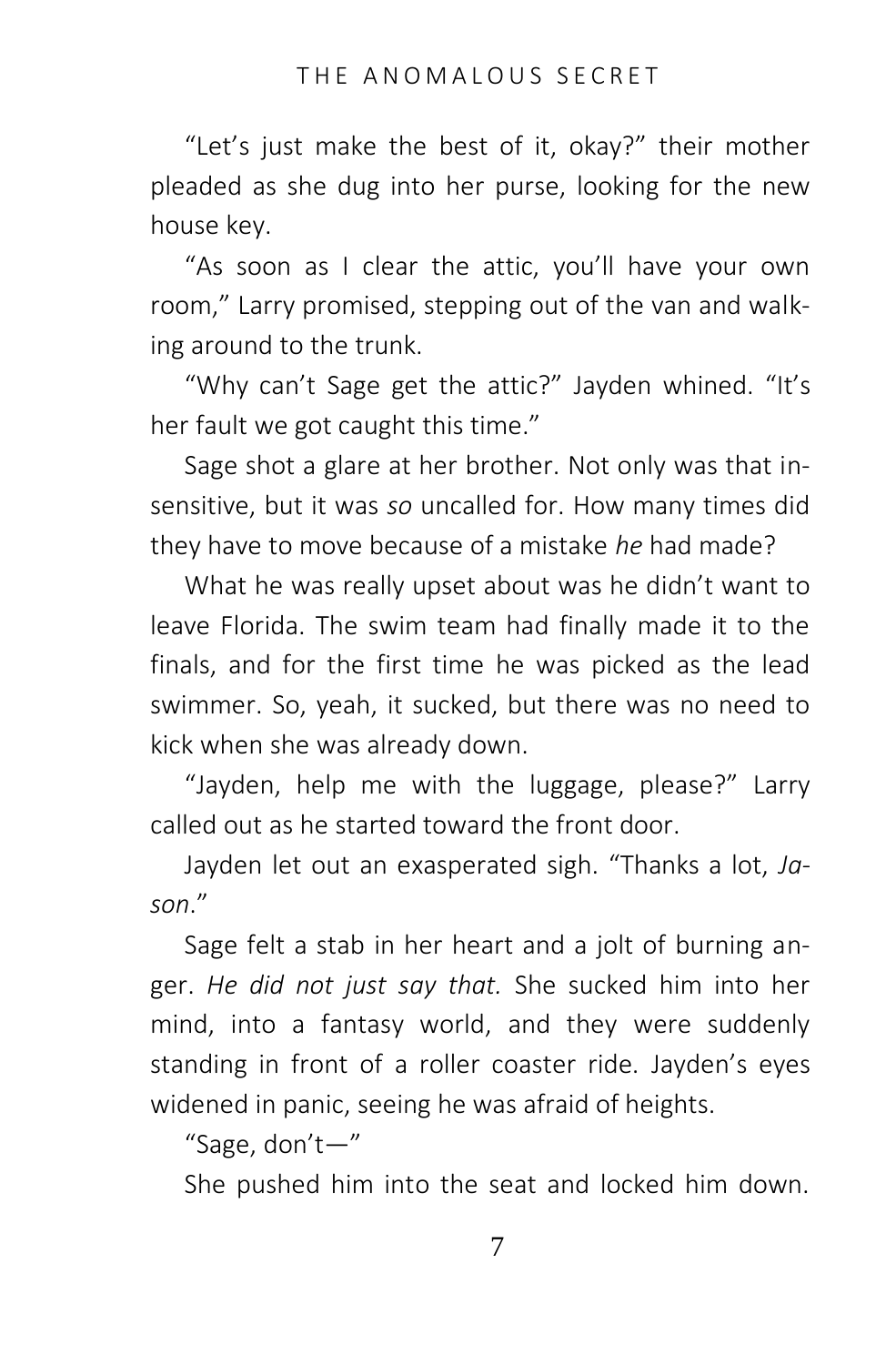"Let's just make the best of it, okay?" their mother pleaded as she dug into her purse, looking for the new house key.

"As soon as I clear the attic, you'll have your own room," Larry promised, stepping out of the van and walking around to the trunk.

"Why can't Sage get the attic?" Jayden whined. "It's her fault we got caught this time."

Sage shot a glare at her brother. Not only was that insensitive, but it was *so* uncalled for. How many times did they have to move because of a mistake *he* had made?

What he was really upset about was he didn't want to leave Florida. The swim team had finally made it to the finals, and for the first time he was picked as the lead swimmer. So, yeah, it sucked, but there was no need to kick when she was already down.

"Jayden, help me with the luggage, please?" Larry called out as he started toward the front door.

Jayden let out an exasperated sigh. "Thanks a lot, *Jason*."

Sage felt a stab in her heart and a jolt of burning anger. *He did not just say that.* She sucked him into her mind, into a fantasy world, and they were suddenly standing in front of a roller coaster ride. Jayden's eyes widened in panic, seeing he was afraid of heights.

"Sage, don't—"

She pushed him into the seat and locked him down.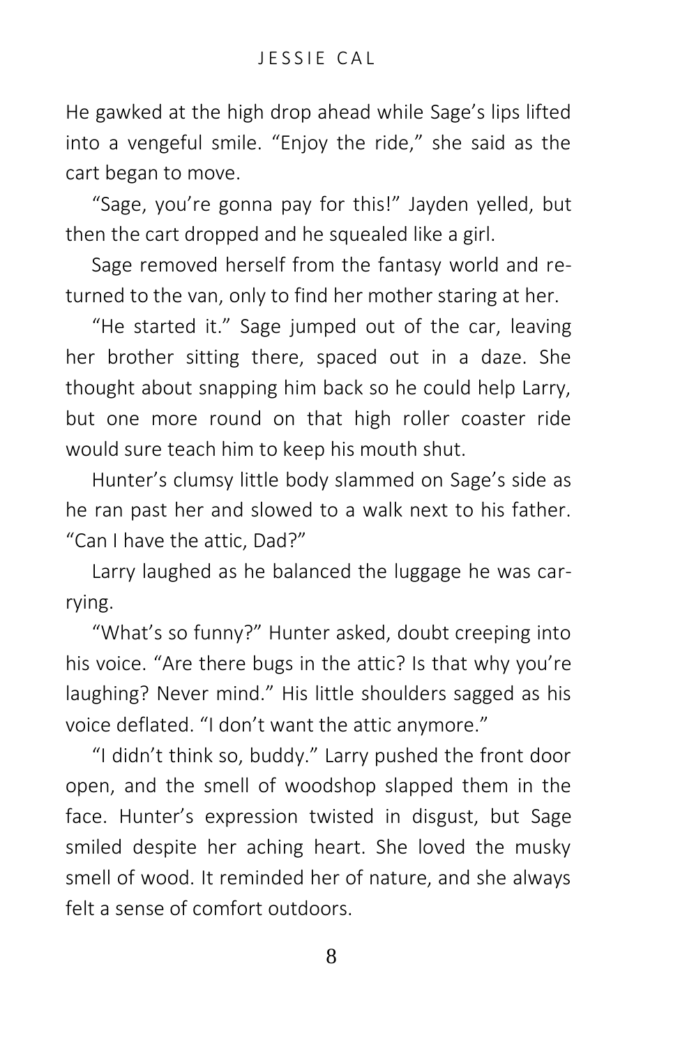He gawked at the high drop ahead while Sage's lips lifted into a vengeful smile. "Enjoy the ride," she said as the cart began to move.

"Sage, you're gonna pay for this!" Jayden yelled, but then the cart dropped and he squealed like a girl.

Sage removed herself from the fantasy world and returned to the van, only to find her mother staring at her.

"He started it." Sage jumped out of the car, leaving her brother sitting there, spaced out in a daze. She thought about snapping him back so he could help Larry, but one more round on that high roller coaster ride would sure teach him to keep his mouth shut.

Hunter's clumsy little body slammed on Sage's side as he ran past her and slowed to a walk next to his father. "Can I have the attic, Dad?"

Larry laughed as he balanced the luggage he was carrying.

"What's so funny?" Hunter asked, doubt creeping into his voice. "Are there bugs in the attic? Is that why you're laughing? Never mind." His little shoulders sagged as his voice deflated. "I don't want the attic anymore."

"I didn't think so, buddy." Larry pushed the front door open, and the smell of woodshop slapped them in the face. Hunter's expression twisted in disgust, but Sage smiled despite her aching heart. She loved the musky smell of wood. It reminded her of nature, and she always felt a sense of comfort outdoors.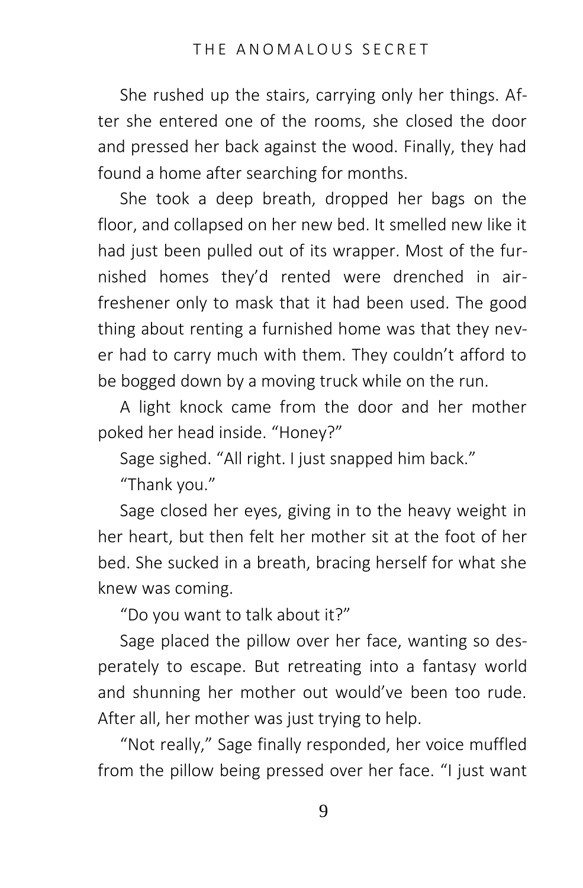She rushed up the stairs, carrying only her things. After she entered one of the rooms, she closed the door and pressed her back against the wood. Finally, they had found a home after searching for months.

She took a deep breath, dropped her bags on the floor, and collapsed on her new bed. It smelled new like it had just been pulled out of its wrapper. Most of the furnished homes they'd rented were drenched in air-freshener only to mask that it had been used. The good thing about renting a furnished home was that they never had to carry much with them. They couldn't afford to be bogged down by a moving truck while on the run.

A light knock came from the door and her mother poked her head inside. "Honey?"

Sage sighed. "All right. I just snapped him back."

"Thank you."

Sage closed her eyes, giving in to the heavy weight in her heart, but then felt her mother sit at the foot of her bed. She sucked in a breath, bracing herself for what she knew was coming.

"Do you want to talk about it?"

Sage placed the pillow over her face, wanting so desperately to escape. But retreating into a fantasy world and shunning her mother out would've been too rude. After all, her mother was just trying to help.

"Not really," Sage finally responded, her voice muffled from the pillow being pressed over her face. "I just want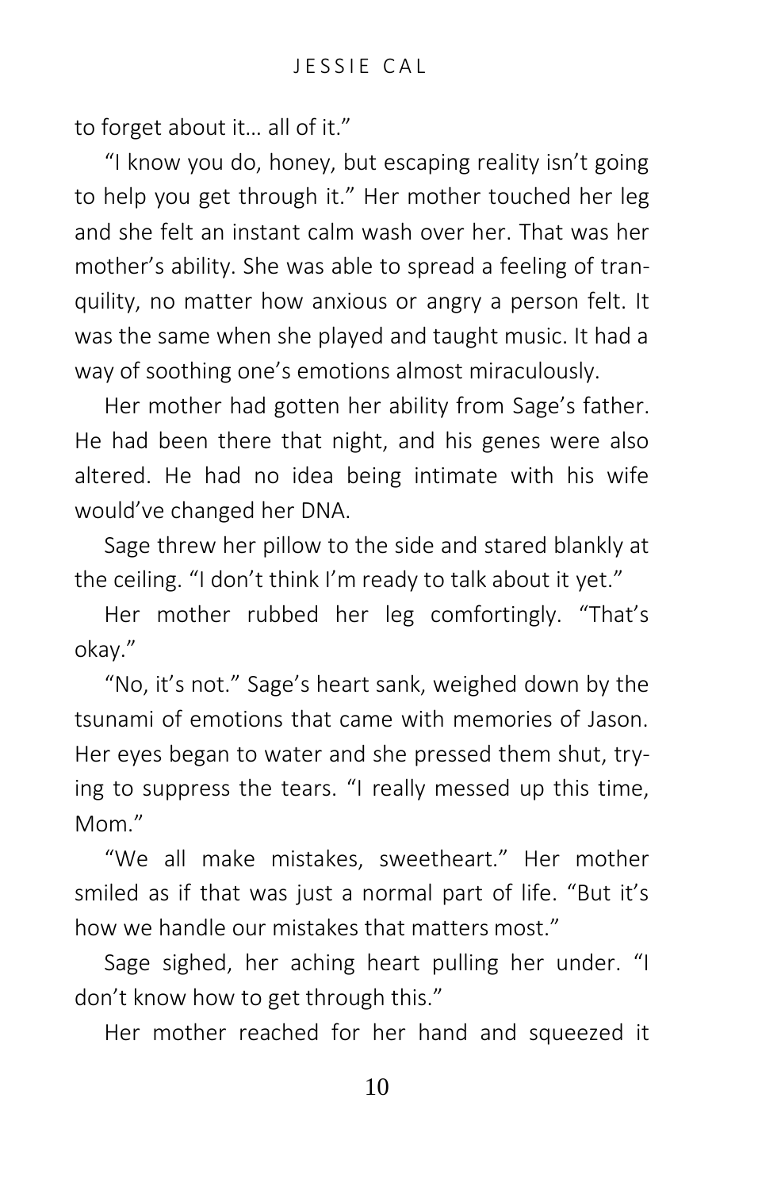to forget about it… all of it."

"I know you do, honey, but escaping reality isn't going to help you get through it." Her mother touched her leg and she felt an instant calm wash over her. That was her mother's ability. She was able to spread a feeling of tranquility, no matter how anxious or angry a person felt. It was the same when she played and taught music. It had a way of soothing one's emotions almost miraculously.

Her mother had gotten her ability from Sage's father. He had been there that night, and his genes were also altered. He had no idea being intimate with his wife would've changed her DNA.

Sage threw her pillow to the side and stared blankly at the ceiling. "I don't think I'm ready to talk about it yet."

Her mother rubbed her leg comfortingly. "That's okay."

"No, it's not." Sage's heart sank, weighed down by the tsunami of emotions that came with memories of Jason. Her eyes began to water and she pressed them shut, trying to suppress the tears. "I really messed up this time, Mom."

"We all make mistakes, sweetheart." Her mother smiled as if that was just a normal part of life. "But it's how we handle our mistakes that matters most."

Sage sighed, her aching heart pulling her under. "I don't know how to get through this."

Her mother reached for her hand and squeezed it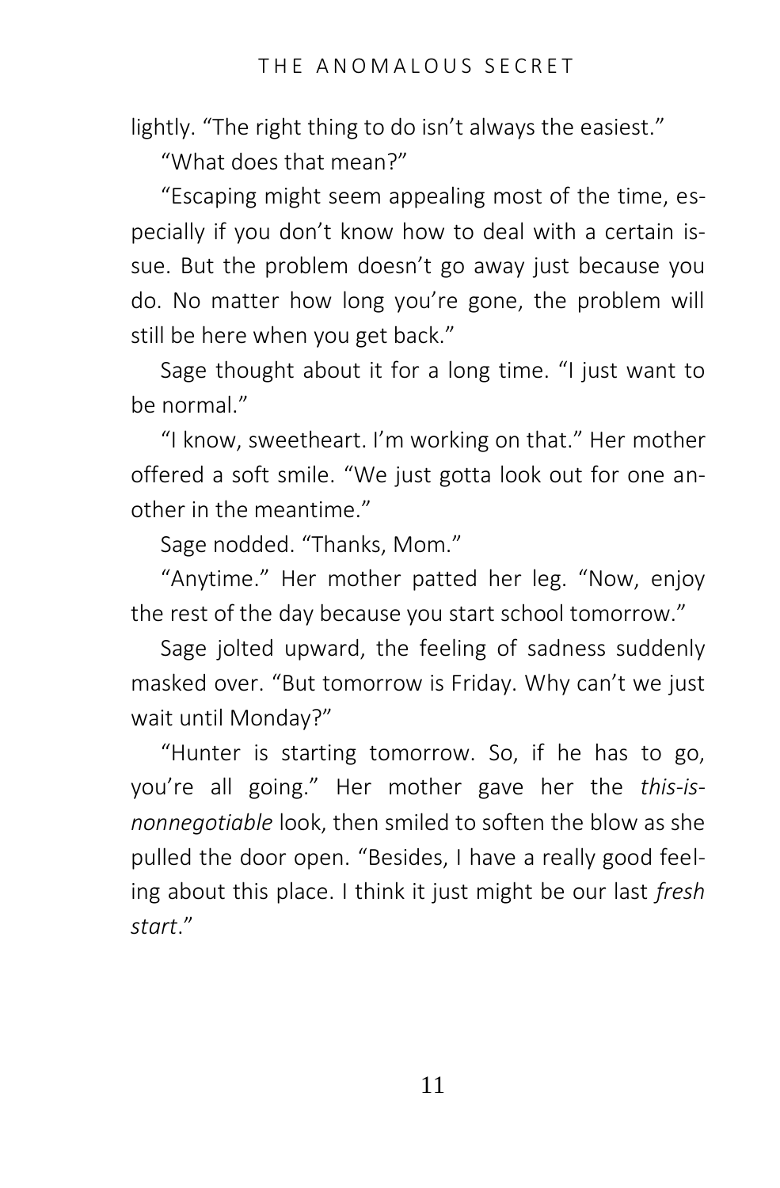lightly. "The right thing to do isn't always the easiest."

"What does that mean?"

"Escaping might seem appealing most of the time, especially if you don't know how to deal with a certain issue. But the problem doesn't go away just because you do. No matter how long you're gone, the problem will still be here when you get back."

Sage thought about it for a long time. "I just want to be normal."

"I know, sweetheart. I'm working on that." Her mother offered a soft smile. "We just gotta look out for one another in the meantime."

Sage nodded. "Thanks, Mom."

"Anytime." Her mother patted her leg. "Now, enjoy the rest of the day because you start school tomorrow."

Sage jolted upward, the feeling of sadness suddenly masked over. "But tomorrow is Friday. Why can't we just wait until Monday?"

"Hunter is starting tomorrow. So, if he has to go, you're all going." Her mother gave her the *this-is-nonnegotiable* look, then smiled to soften the blow as she pulled the door open. "Besides, I have a really good feeling about this place. I think it just might be our last *fresh start*."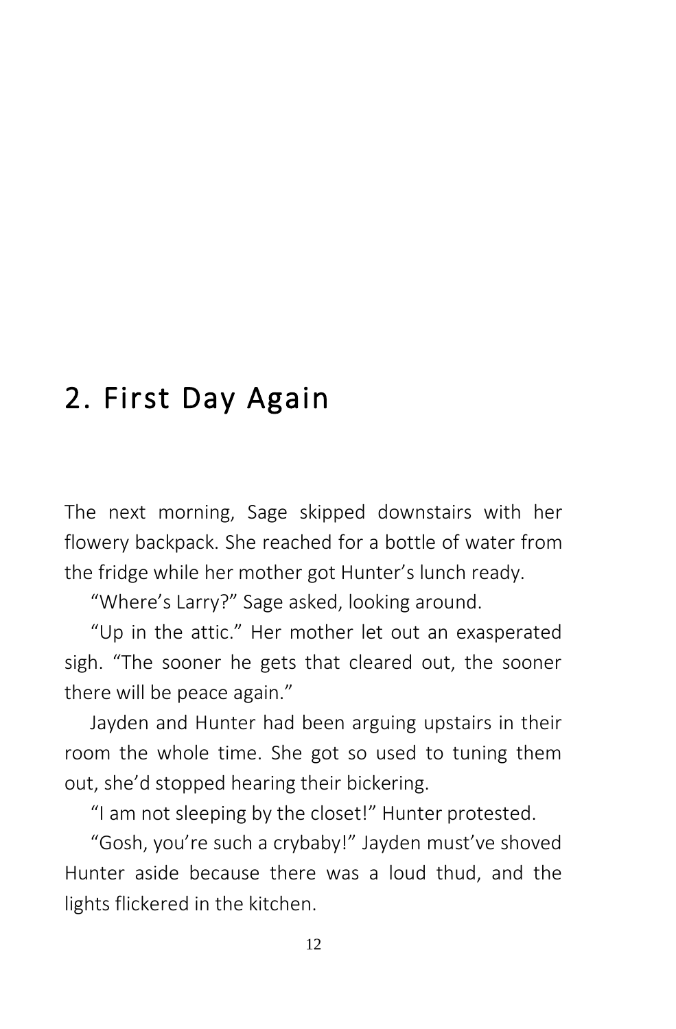## 2. First Day Again

The next morning, Sage skipped downstairs with her flowery backpack. She reached for a bottle of water from the fridge while her mother got Hunter's lunch ready.

"Where's Larry?" Sage asked, looking around.

"Up in the attic." Her mother let out an exasperated sigh. "The sooner he gets that cleared out, the sooner there will be peace again."

Jayden and Hunter had been arguing upstairs in their room the whole time. She got so used to tuning them out, she'd stopped hearing their bickering.

"I am not sleeping by the closet!" Hunter protested.

"Gosh, you're such a crybaby!" Jayden must've shoved Hunter aside because there was a loud thud, and the lights flickered in the kitchen.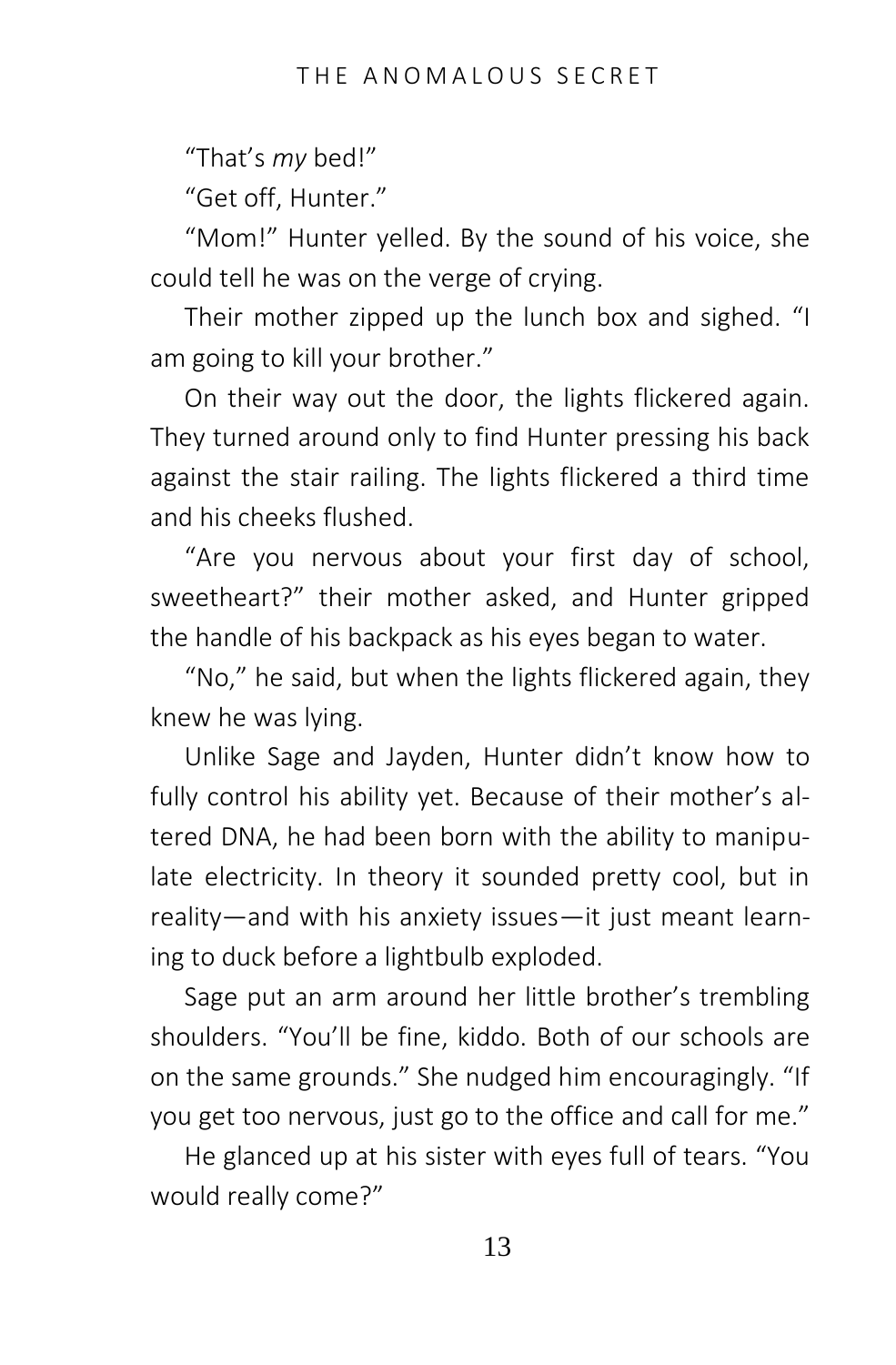"That's *my* bed!"

"Get off, Hunter."

"Mom!" Hunter yelled. By the sound of his voice, she could tell he was on the verge of crying.

Their mother zipped up the lunch box and sighed. "I am going to kill your brother."

On their way out the door, the lights flickered again. They turned around only to find Hunter pressing his back against the stair railing. The lights flickered a third time and his cheeks flushed.

"Are you nervous about your first day of school, sweetheart?" their mother asked, and Hunter gripped the handle of his backpack as his eyes began to water.

"No," he said, but when the lights flickered again, they knew he was lying.

Unlike Sage and Jayden, Hunter didn't know how to fully control his ability yet. Because of their mother's altered DNA, he had been born with the ability to manipulate electricity. In theory it sounded pretty cool, but in reality—and with his anxiety issues—it just meant learning to duck before a lightbulb exploded.

Sage put an arm around her little brother's trembling shoulders. "You'll be fine, kiddo. Both of our schools are on the same grounds." She nudged him encouragingly. "If you get too nervous, just go to the office and call for me."

He glanced up at his sister with eyes full of tears. "You would really come?"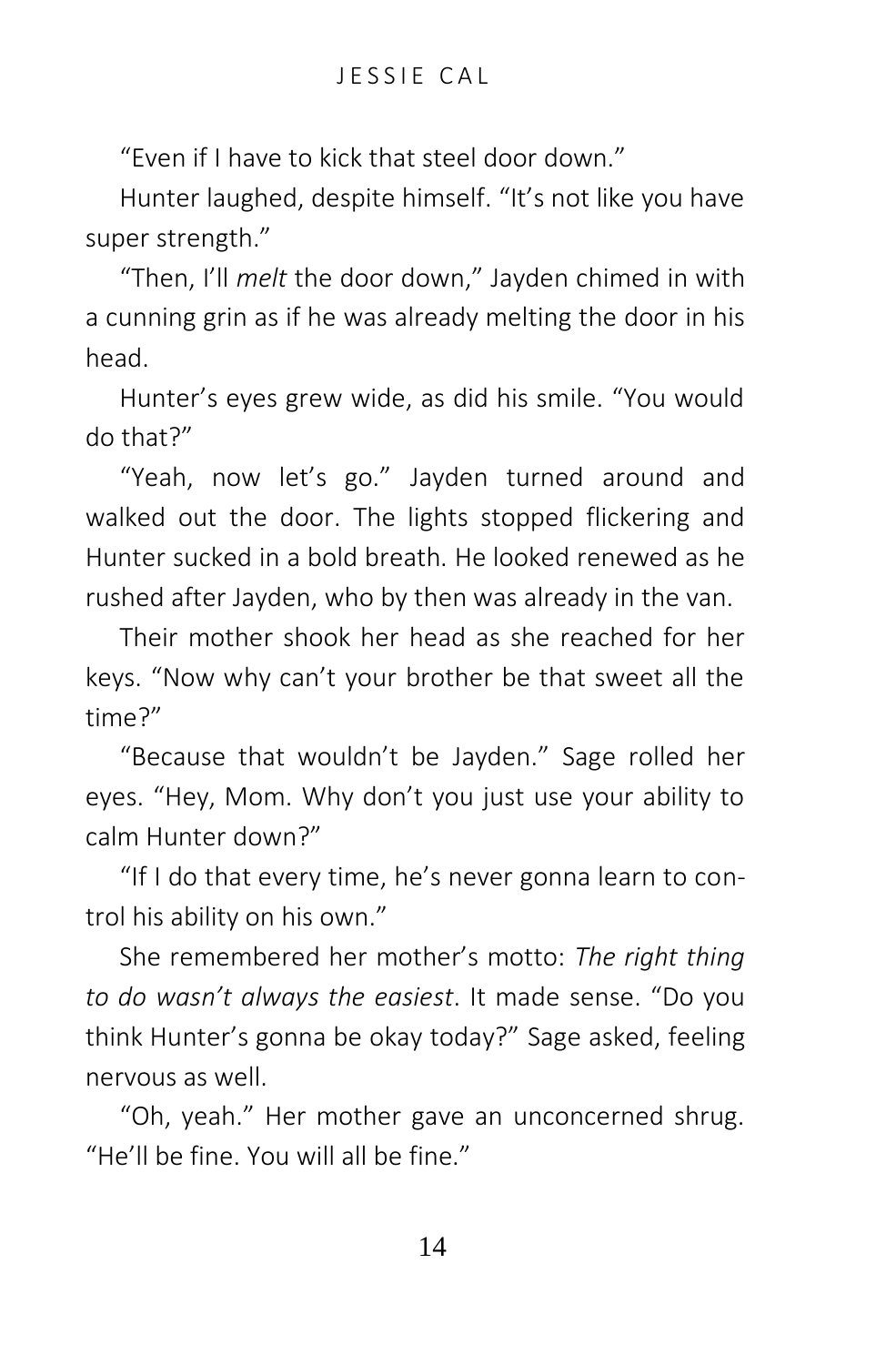"Even if I have to kick that steel door down."

Hunter laughed, despite himself. "It's not like you have super strength."

"Then, I'll *melt* the door down," Jayden chimed in with a cunning grin as if he was already melting the door in his head.

Hunter's eyes grew wide, as did his smile. "You would do that?"

"Yeah, now let's go." Jayden turned around and walked out the door. The lights stopped flickering and Hunter sucked in a bold breath. He looked renewed as he rushed after Jayden, who by then was already in the van.

Their mother shook her head as she reached for her keys. "Now why can't your brother be that sweet all the time?"

"Because that wouldn't be Jayden." Sage rolled her eyes. "Hey, Mom. Why don't you just use your ability to calm Hunter down?"

"If I do that every time, he's never gonna learn to control his ability on his own."

She remembered her mother's motto: *The right thing to do wasn't always the easiest*. It made sense. "Do you think Hunter's gonna be okay today?" Sage asked, feeling nervous as well.

"Oh, yeah." Her mother gave an unconcerned shrug. "He'll be fine. You will all be fine."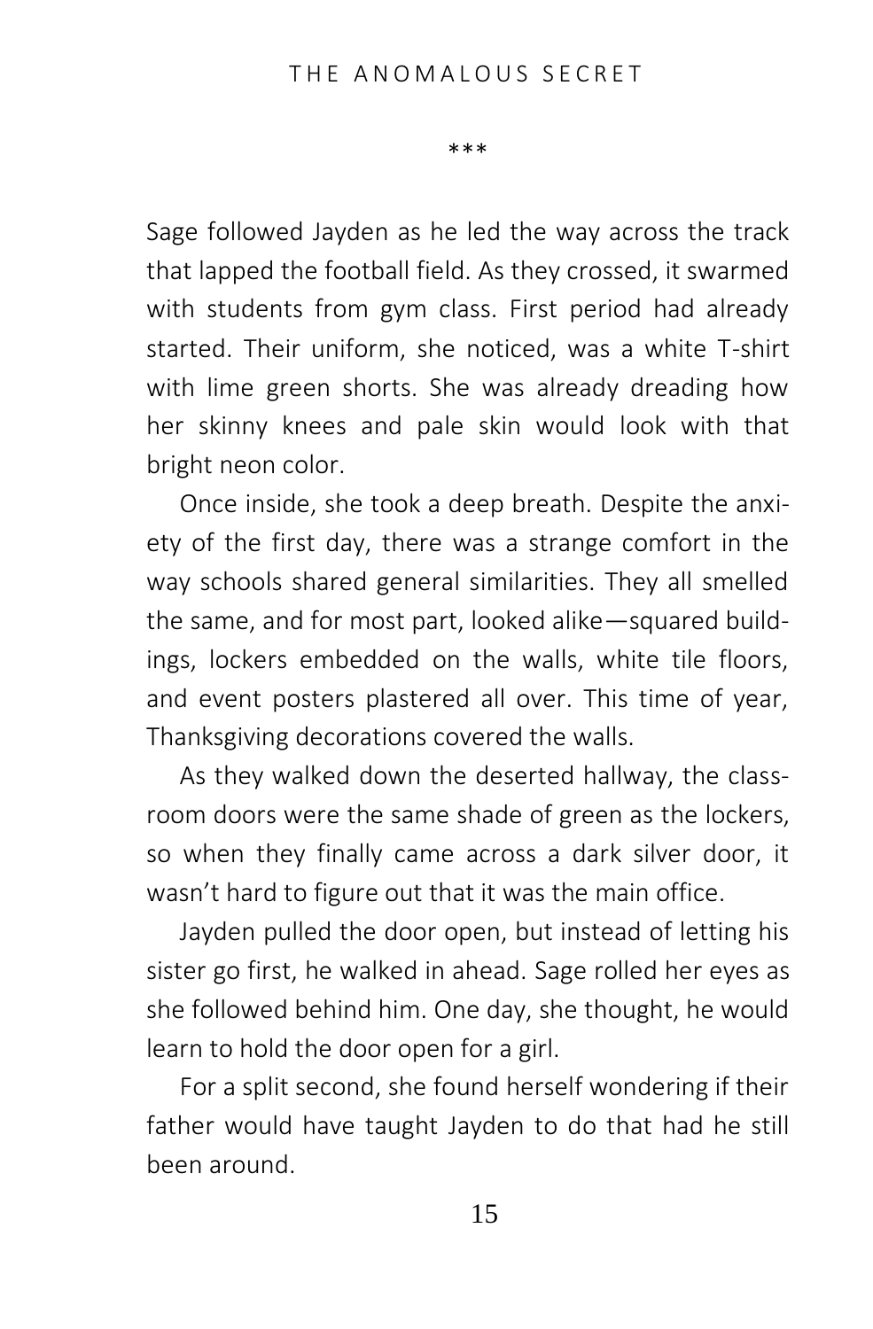\*\*\*

Sage followed Jayden as he led the way across the track that lapped the football field. As they crossed, it swarmed with students from gym class. First period had already started. Their uniform, she noticed, was a white T-shirt with lime green shorts. She was already dreading how her skinny knees and pale skin would look with that bright neon color.

Once inside, she took a deep breath. Despite the anxiety of the first day, there was a strange comfort in the way schools shared general similarities. They all smelled the same, and for most part, looked alike—squared buildings, lockers embedded on the walls, white tile floors, and event posters plastered all over. This time of year, Thanksgiving decorations covered the walls.

As they walked down the deserted hallway, the classroom doors were the same shade of green as the lockers, so when they finally came across a dark silver door, it wasn't hard to figure out that it was the main office.

Jayden pulled the door open, but instead of letting his sister go first, he walked in ahead. Sage rolled her eyes as she followed behind him. One day, she thought, he would learn to hold the door open for a girl.

For a split second, she found herself wondering if their father would have taught Jayden to do that had he still been around.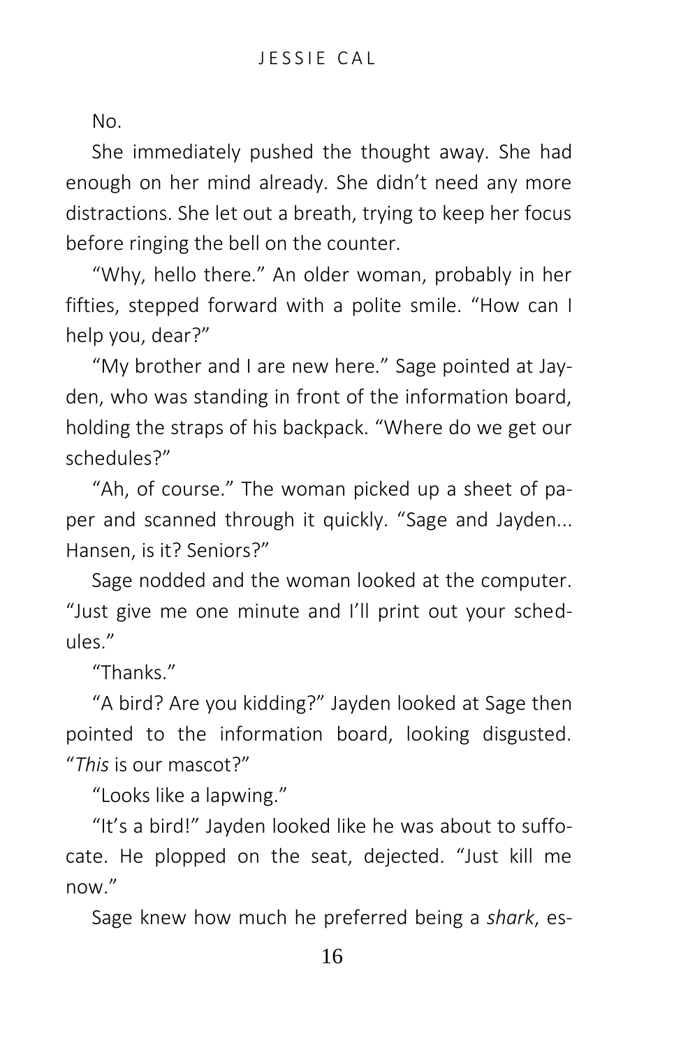No.

She immediately pushed the thought away. She had enough on her mind already. She didn't need any more distractions. She let out a breath, trying to keep her focus before ringing the bell on the counter.

"Why, hello there." An older woman, probably in her fifties, stepped forward with a polite smile. "How can I help you, dear?"

"My brother and I are new here." Sage pointed at Jayden, who was standing in front of the information board, holding the straps of his backpack. "Where do we get our schedules?"

"Ah, of course." The woman picked up a sheet of paper and scanned through it quickly. "Sage and Jayden... Hansen, is it? Seniors?"

Sage nodded and the woman looked at the computer. "Just give me one minute and I'll print out your schedules."

"Thanks."

"A bird? Are you kidding?" Jayden looked at Sage then pointed to the information board, looking disgusted. "*This* is our mascot?"

"Looks like a lapwing."

"It's a bird!" Jayden looked like he was about to suffocate. He plopped on the seat, dejected. "Just kill me now."

Sage knew how much he preferred being a *shark*, es-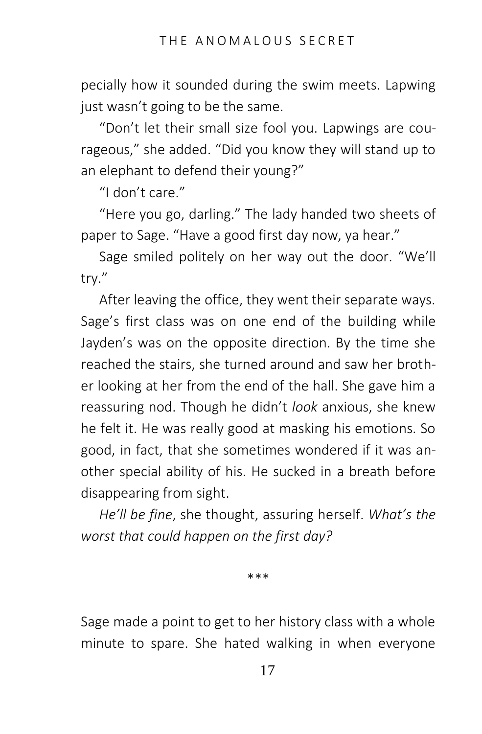pecially how it sounded during the swim meets. Lapwing just wasn't going to be the same.

"Don't let their small size fool you. Lapwings are courageous," she added. "Did you know they will stand up to an elephant to defend their young?"

"I don't care."

"Here you go, darling." The lady handed two sheets of paper to Sage. "Have a good first day now, ya hear."

Sage smiled politely on her way out the door. "We'll try."

After leaving the office, they went their separate ways. Sage's first class was on one end of the building while Jayden's was on the opposite direction. By the time she reached the stairs, she turned around and saw her brother looking at her from the end of the hall. She gave him a reassuring nod. Though he didn't *look* anxious, she knew he felt it. He was really good at masking his emotions. So good, in fact, that she sometimes wondered if it was another special ability of his. He sucked in a breath before disappearing from sight.

*He'll be fine*, she thought, assuring herself. *What's the worst that could happen on the first day?*

***

Sage made a point to get to her history class with a whole minute to spare. She hated walking in when everyone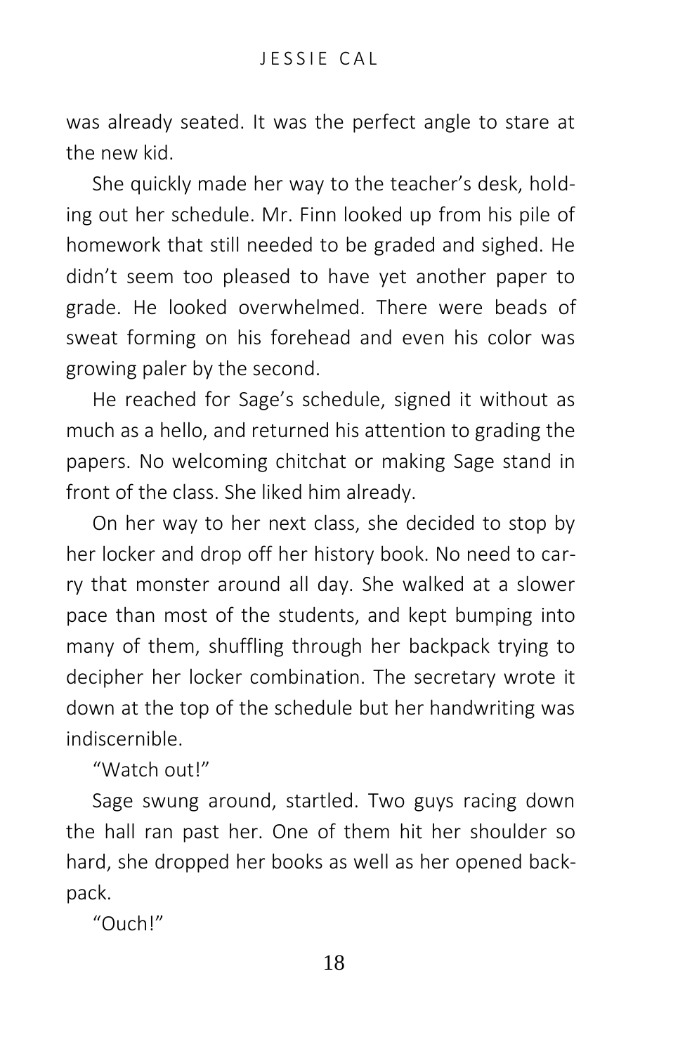was already seated. It was the perfect angle to stare at the new kid.

She quickly made her way to the teacher's desk, holding out her schedule. Mr. Finn looked up from his pile of homework that still needed to be graded and sighed. He didn't seem too pleased to have yet another paper to grade. He looked overwhelmed. There were beads of sweat forming on his forehead and even his color was growing paler by the second.

He reached for Sage's schedule, signed it without as much as a hello, and returned his attention to grading the papers. No welcoming chitchat or making Sage stand in front of the class. She liked him already.

On her way to her next class, she decided to stop by her locker and drop off her history book. No need to carry that monster around all day. She walked at a slower pace than most of the students, and kept bumping into many of them, shuffling through her backpack trying to decipher her locker combination. The secretary wrote it down at the top of the schedule but her handwriting was indiscernible.

"Watch out!"

Sage swung around, startled. Two guys racing down the hall ran past her. One of them hit her shoulder so hard, she dropped her books as well as her opened backpack.

"Ouch!"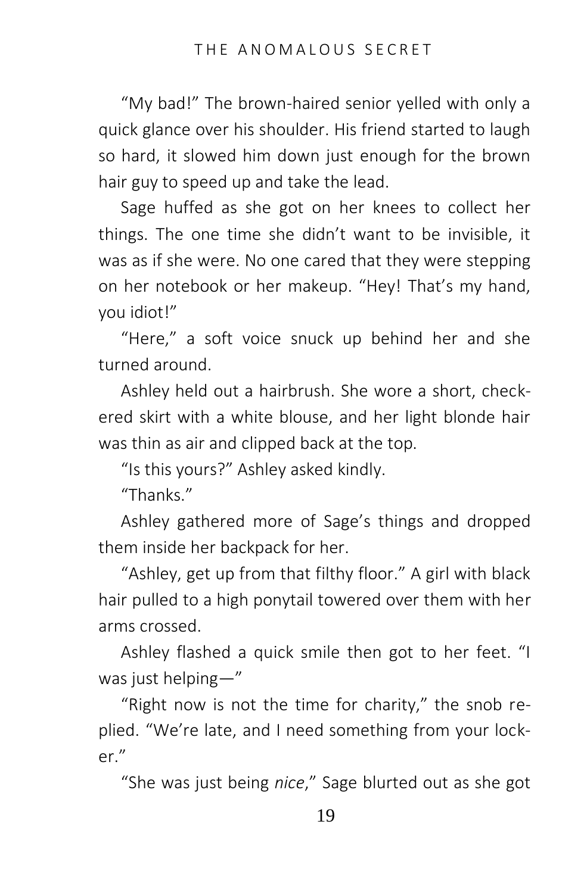"My bad!" The brown-haired senior yelled with only a quick glance over his shoulder. His friend started to laugh so hard, it slowed him down just enough for the brown hair guy to speed up and take the lead.

Sage huffed as she got on her knees to collect her things. The one time she didn't want to be invisible, it was as if she were. No one cared that they were stepping on her notebook or her makeup. "Hey! That's my hand, you idiot!"

"Here," a soft voice snuck up behind her and she turned around.

Ashley held out a hairbrush. She wore a short, checkered skirt with a white blouse, and her light blonde hair was thin as air and clipped back at the top.

"Is this yours?" Ashley asked kindly.

"Thanks."

Ashley gathered more of Sage's things and dropped them inside her backpack for her.

"Ashley, get up from that filthy floor." A girl with black hair pulled to a high ponytail towered over them with her arms crossed.

Ashley flashed a quick smile then got to her feet. "I was just helping—"

"Right now is not the time for charity," the snob replied. "We're late, and I need something from your locker."

"She was just being *nice*," Sage blurted out as she got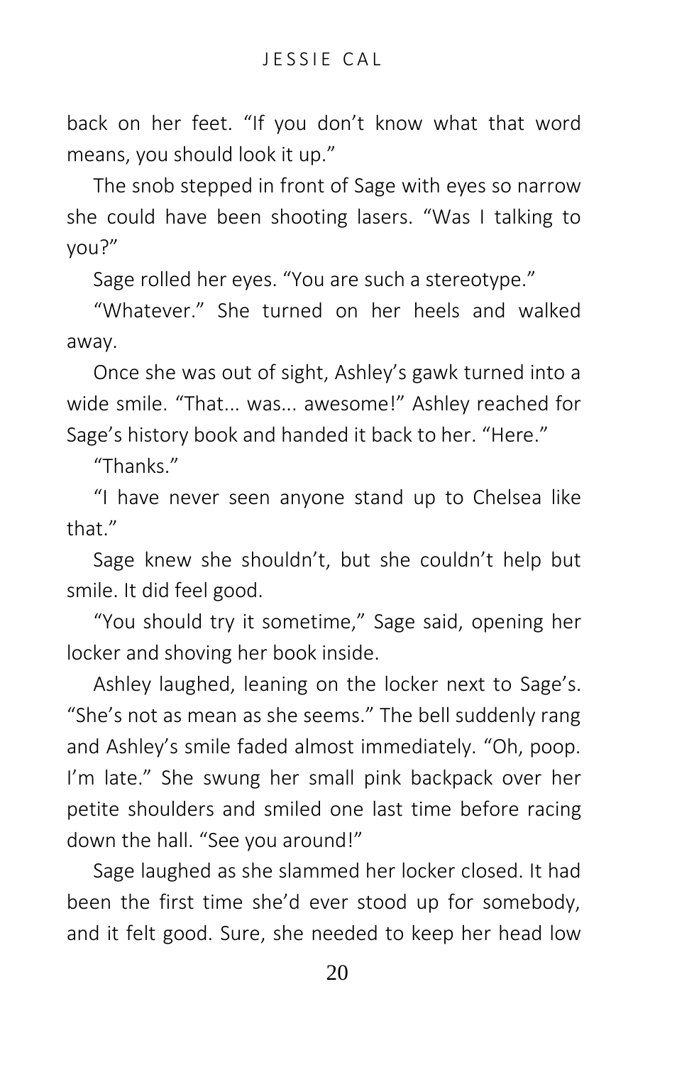back on her feet. "If you don't know what that word means, you should look it up."

The snob stepped in front of Sage with eyes so narrow she could have been shooting lasers. "Was I talking to you?"

Sage rolled her eyes. "You are such a stereotype."

"Whatever." She turned on her heels and walked away.

Once she was out of sight, Ashley's gawk turned into a wide smile. "That... was... awesome!" Ashley reached for Sage's history book and handed it back to her. "Here."

"Thanks."

"I have never seen anyone stand up to Chelsea like that."

Sage knew she shouldn't, but she couldn't help but smile. It did feel good.

"You should try it sometime," Sage said, opening her locker and shoving her book inside.

Ashley laughed, leaning on the locker next to Sage's. "She's not as mean as she seems." The bell suddenly rang and Ashley's smile faded almost immediately. "Oh, poop. I'm late." She swung her small pink backpack over her petite shoulders and smiled one last time before racing down the hall. "See you around!"

Sage laughed as she slammed her locker closed. It had been the first time she'd ever stood up for somebody, and it felt good. Sure, she needed to keep her head low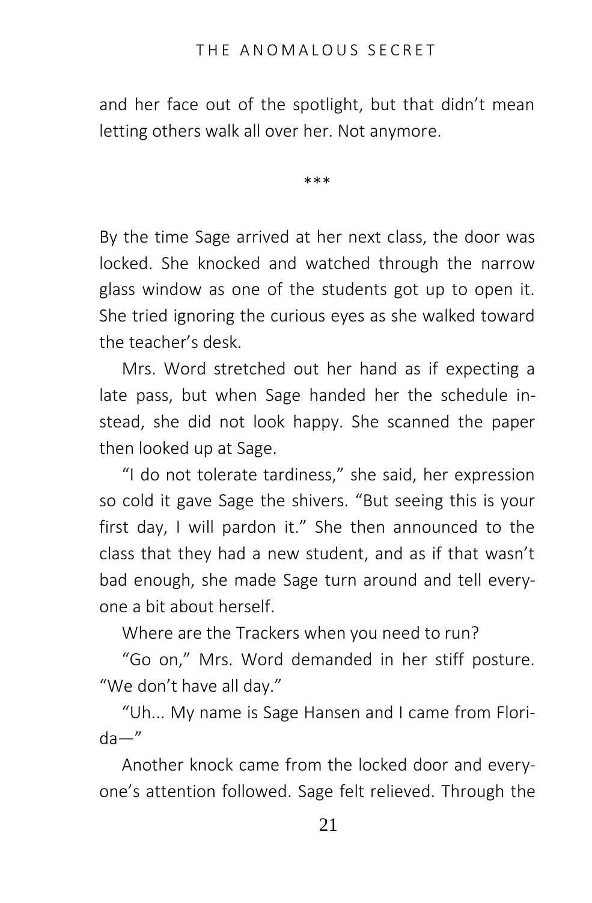and her face out of the spotlight, but that didn't mean letting others walk all over her. Not anymore.

***

By the time Sage arrived at her next class, the door was locked. She knocked and watched through the narrow glass window as one of the students got up to open it. She tried ignoring the curious eyes as she walked toward the teacher's desk.

Mrs. Word stretched out her hand as if expecting a late pass, but when Sage handed her the schedule instead, she did not look happy. She scanned the paper then looked up at Sage.

"I do not tolerate tardiness," she said, her expression so cold it gave Sage the shivers. "But seeing this is your first day, I will pardon it." She then announced to the class that they had a new student, and as if that wasn't bad enough, she made Sage turn around and tell everyone a bit about herself.

Where are the Trackers when you need to run?

"Go on," Mrs. Word demanded in her stiff posture. "We don't have all day."

"Uh... My name is Sage Hansen and I came from Florida—"

Another knock came from the locked door and everyone's attention followed. Sage felt relieved. Through the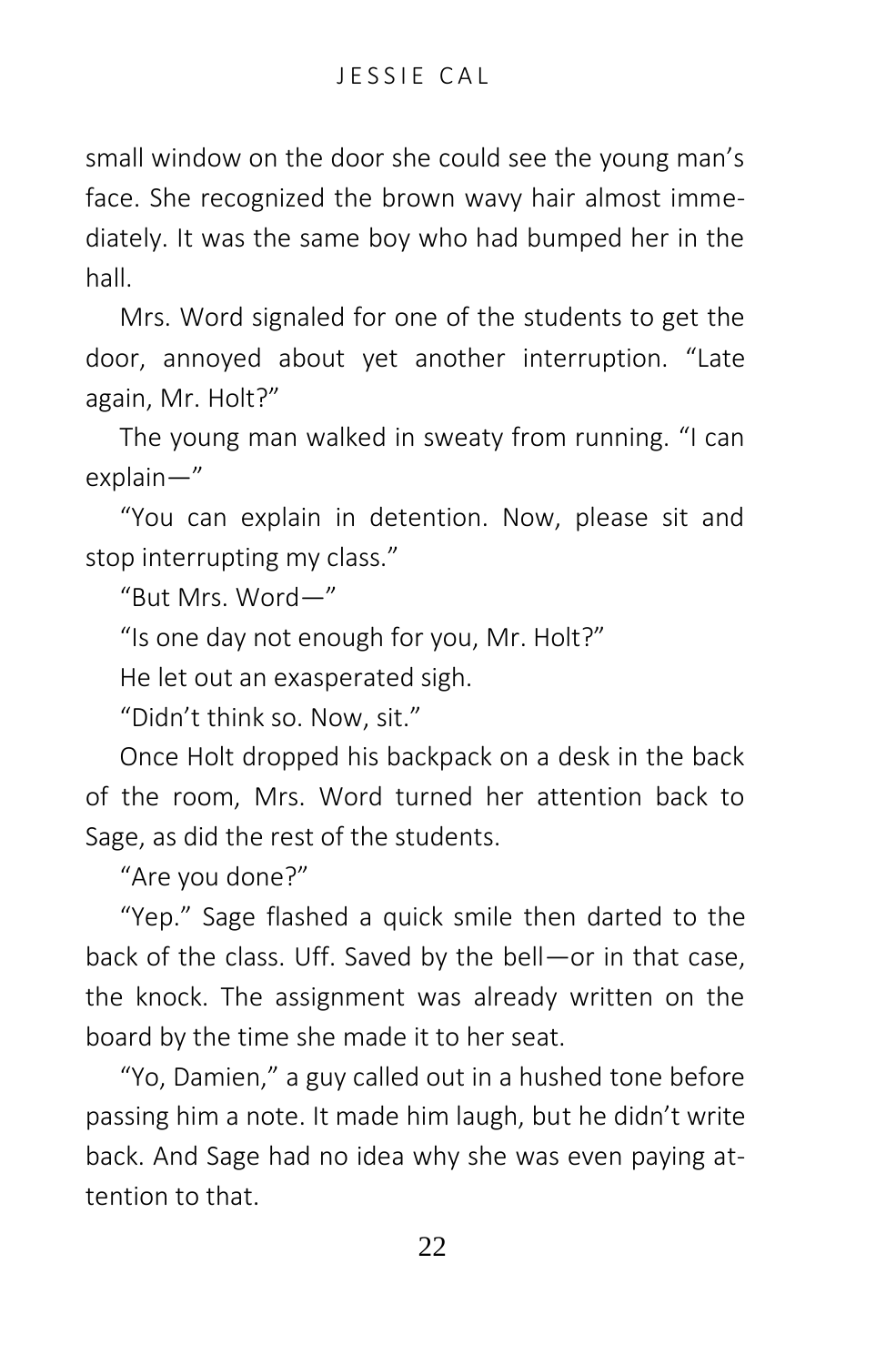small window on the door she could see the young man's face. She recognized the brown wavy hair almost immediately. It was the same boy who had bumped her in the hall.

Mrs. Word signaled for one of the students to get the door, annoyed about yet another interruption. "Late again, Mr. Holt?"

The young man walked in sweaty from running. "I can explain—"

"You can explain in detention. Now, please sit and stop interrupting my class."

"But Mrs. Word—"

"Is one day not enough for you, Mr. Holt?"

He let out an exasperated sigh.

"Didn't think so. Now, sit."

Once Holt dropped his backpack on a desk in the back of the room, Mrs. Word turned her attention back to Sage, as did the rest of the students.

"Are you done?"

"Yep." Sage flashed a quick smile then darted to the back of the class. Uff. Saved by the bell—or in that case, the knock. The assignment was already written on the board by the time she made it to her seat.

"Yo, Damien," a guy called out in a hushed tone before passing him a note. It made him laugh, but he didn't write back. And Sage had no idea why she was even paying attention to that.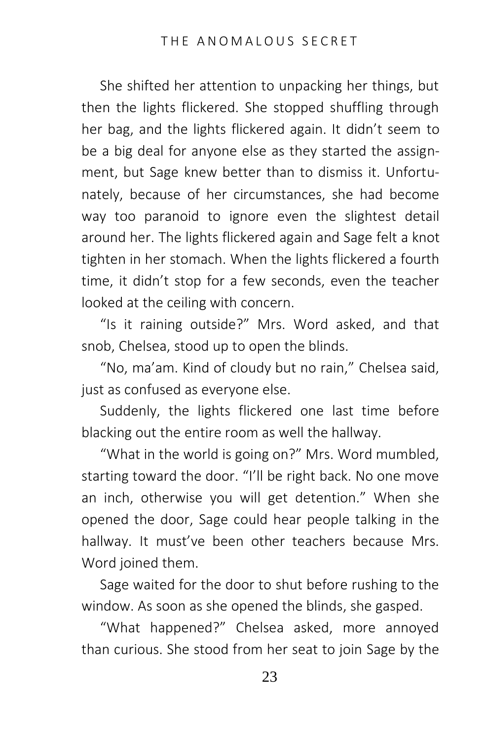She shifted her attention to unpacking her things, but then the lights flickered. She stopped shuffling through her bag, and the lights flickered again. It didn't seem to be a big deal for anyone else as they started the assignment, but Sage knew better than to dismiss it. Unfortunately, because of her circumstances, she had become way too paranoid to ignore even the slightest detail around her. The lights flickered again and Sage felt a knot tighten in her stomach. When the lights flickered a fourth time, it didn't stop for a few seconds, even the teacher looked at the ceiling with concern.

"Is it raining outside?" Mrs. Word asked, and that snob, Chelsea, stood up to open the blinds.

"No, ma'am. Kind of cloudy but no rain," Chelsea said, just as confused as everyone else.

Suddenly, the lights flickered one last time before blacking out the entire room as well the hallway.

"What in the world is going on?" Mrs. Word mumbled, starting toward the door. "I'll be right back. No one move an inch, otherwise you will get detention." When she opened the door, Sage could hear people talking in the hallway. It must've been other teachers because Mrs. Word joined them.

Sage waited for the door to shut before rushing to the window. As soon as she opened the blinds, she gasped.

"What happened?" Chelsea asked, more annoyed than curious. She stood from her seat to join Sage by the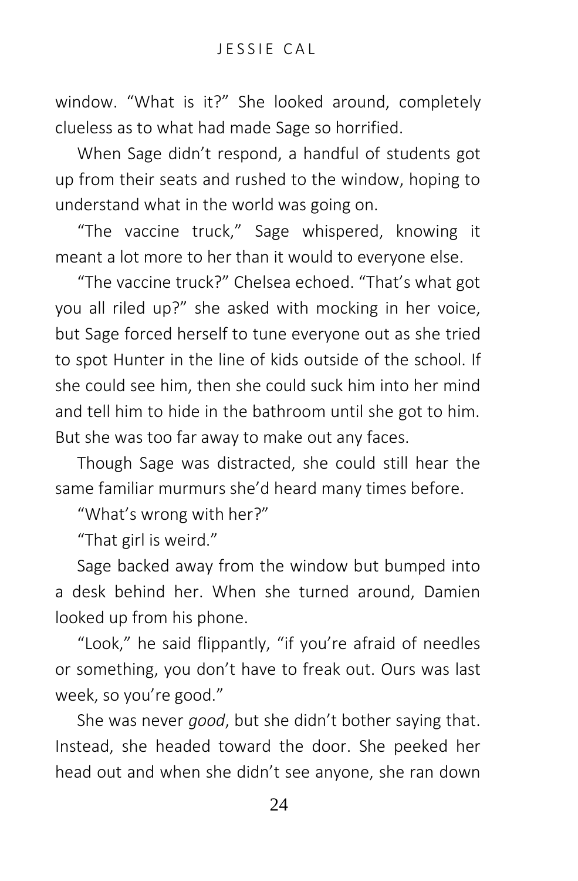window. "What is it?" She looked around, completely clueless as to what had made Sage so horrified.

When Sage didn't respond, a handful of students got up from their seats and rushed to the window, hoping to understand what in the world was going on.

"The vaccine truck," Sage whispered, knowing it meant a lot more to her than it would to everyone else.

"The vaccine truck?" Chelsea echoed. "That's what got you all riled up?" she asked with mocking in her voice, but Sage forced herself to tune everyone out as she tried to spot Hunter in the line of kids outside of the school. If she could see him, then she could suck him into her mind and tell him to hide in the bathroom until she got to him. But she was too far away to make out any faces.

Though Sage was distracted, she could still hear the same familiar murmurs she'd heard many times before.

"What's wrong with her?"

"That girl is weird."

Sage backed away from the window but bumped into a desk behind her. When she turned around, Damien looked up from his phone.

"Look," he said flippantly, "if you're afraid of needles or something, you don't have to freak out. Ours was last week, so you're good."

She was never *good*, but she didn't bother saying that. Instead, she headed toward the door. She peeked her head out and when she didn't see anyone, she ran down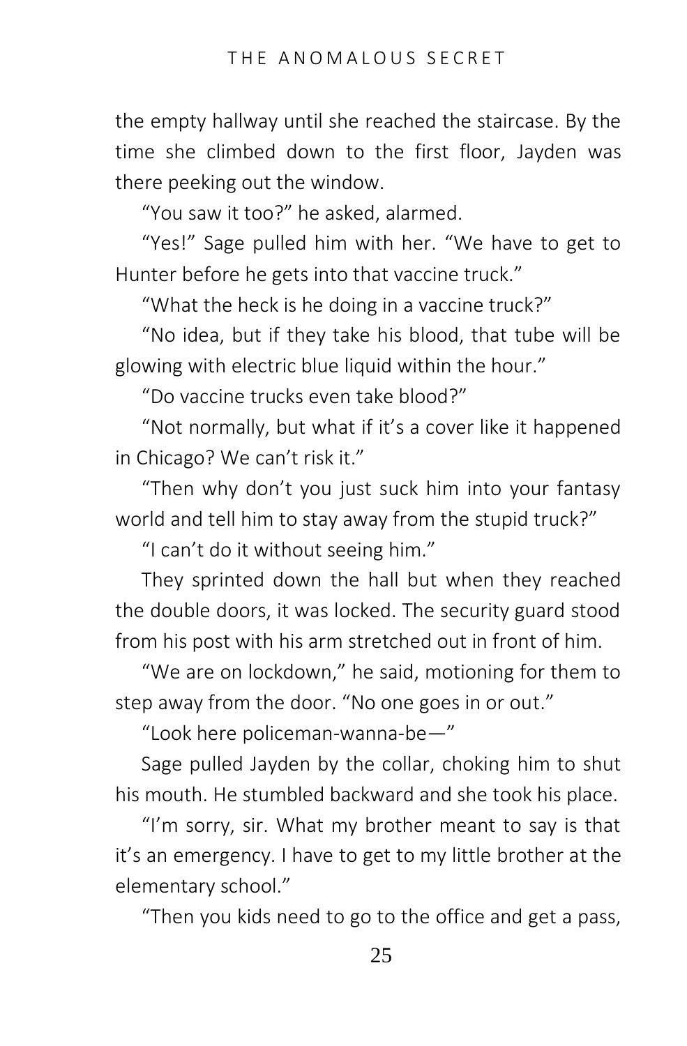the empty hallway until she reached the staircase. By the time she climbed down to the first floor, Jayden was there peeking out the window.

"You saw it too?" he asked, alarmed.

"Yes!" Sage pulled him with her. "We have to get to Hunter before he gets into that vaccine truck."

"What the heck is he doing in a vaccine truck?"

"No idea, but if they take his blood, that tube will be glowing with electric blue liquid within the hour."

"Do vaccine trucks even take blood?"

"Not normally, but what if it's a cover like it happened in Chicago? We can't risk it."

"Then why don't you just suck him into your fantasy world and tell him to stay away from the stupid truck?"

"I can't do it without seeing him."

They sprinted down the hall but when they reached the double doors, it was locked. The security guard stood from his post with his arm stretched out in front of him.

"We are on lockdown," he said, motioning for them to step away from the door. "No one goes in or out."

"Look here policeman-wanna-be—"

Sage pulled Jayden by the collar, choking him to shut his mouth. He stumbled backward and she took his place.

"I'm sorry, sir. What my brother meant to say is that it's an emergency. I have to get to my little brother at the elementary school."

"Then you kids need to go to the office and get a pass,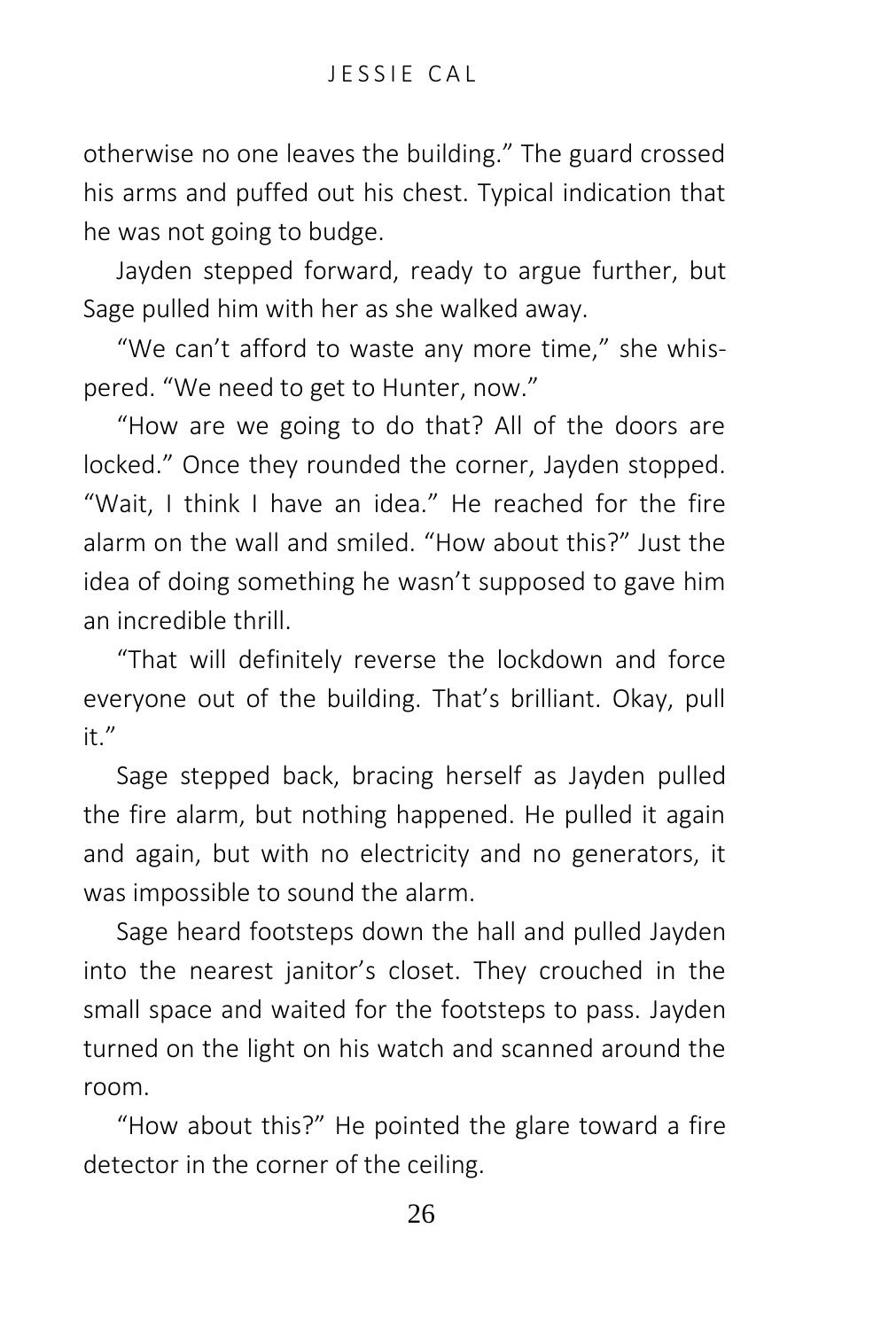otherwise no one leaves the building." The guard crossed his arms and puffed out his chest. Typical indication that he was not going to budge.

Jayden stepped forward, ready to argue further, but Sage pulled him with her as she walked away.

"We can't afford to waste any more time," she whispered. "We need to get to Hunter, now."

"How are we going to do that? All of the doors are locked." Once they rounded the corner, Jayden stopped. "Wait, I think I have an idea." He reached for the fire alarm on the wall and smiled. "How about this?" Just the idea of doing something he wasn't supposed to gave him an incredible thrill.

"That will definitely reverse the lockdown and force everyone out of the building. That's brilliant. Okay, pull it."

Sage stepped back, bracing herself as Jayden pulled the fire alarm, but nothing happened. He pulled it again and again, but with no electricity and no generators, it was impossible to sound the alarm.

Sage heard footsteps down the hall and pulled Jayden into the nearest janitor's closet. They crouched in the small space and waited for the footsteps to pass. Jayden turned on the light on his watch and scanned around the room.

"How about this?" He pointed the glare toward a fire detector in the corner of the ceiling.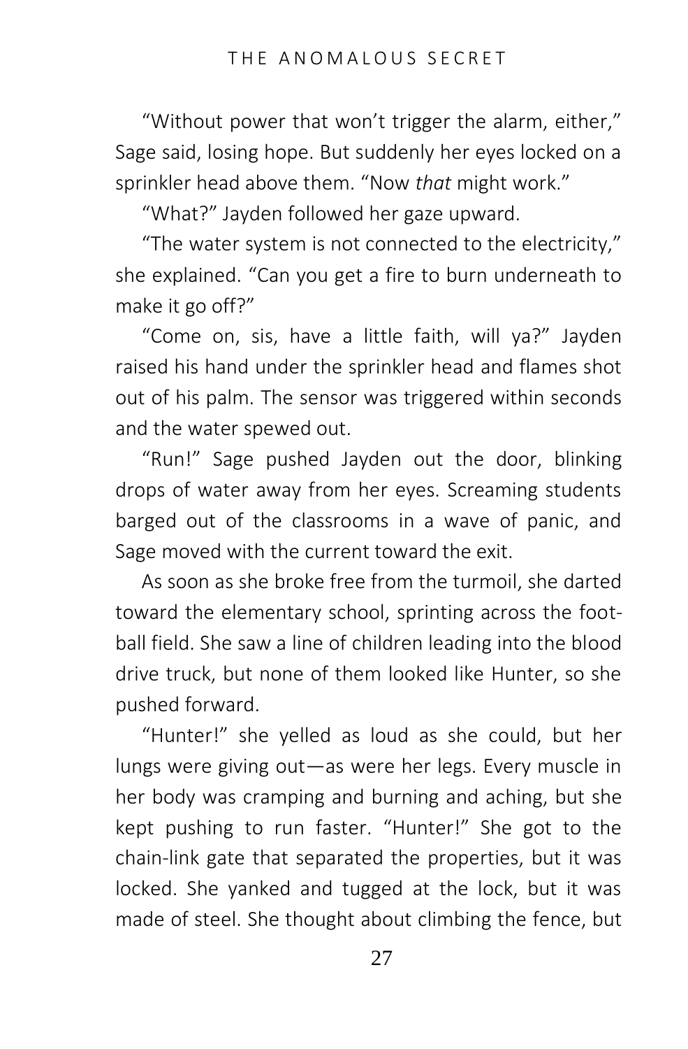"Without power that won't trigger the alarm, either," Sage said, losing hope. But suddenly her eyes locked on a sprinkler head above them. "Now *that* might work."

"What?" Jayden followed her gaze upward.

"The water system is not connected to the electricity," she explained. "Can you get a fire to burn underneath to make it go off?"

"Come on, sis, have a little faith, will ya?" Jayden raised his hand under the sprinkler head and flames shot out of his palm. The sensor was triggered within seconds and the water spewed out.

"Run!" Sage pushed Jayden out the door, blinking drops of water away from her eyes. Screaming students barged out of the classrooms in a wave of panic, and Sage moved with the current toward the exit.

As soon as she broke free from the turmoil, she darted toward the elementary school, sprinting across the football field. She saw a line of children leading into the blood drive truck, but none of them looked like Hunter, so she pushed forward.

"Hunter!" she yelled as loud as she could, but her lungs were giving out—as were her legs. Every muscle in her body was cramping and burning and aching, but she kept pushing to run faster. "Hunter!" She got to the chain-link gate that separated the properties, but it was locked. She yanked and tugged at the lock, but it was made of steel. She thought about climbing the fence, but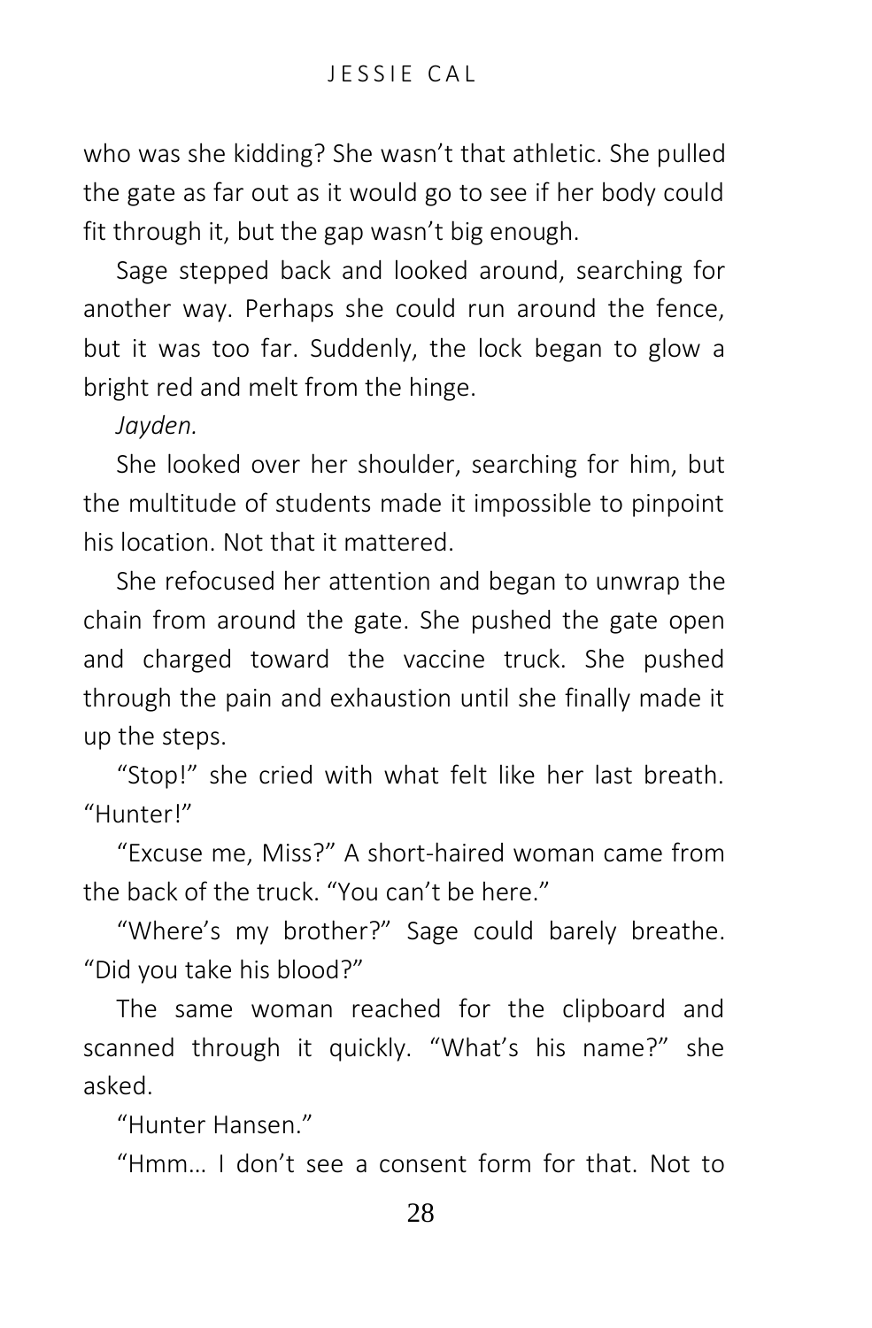who was she kidding? She wasn't that athletic. She pulled the gate as far out as it would go to see if her body could fit through it, but the gap wasn't big enough.

Sage stepped back and looked around, searching for another way. Perhaps she could run around the fence, but it was too far. Suddenly, the lock began to glow a bright red and melt from the hinge.

*Jayden.*

She looked over her shoulder, searching for him, but the multitude of students made it impossible to pinpoint his location. Not that it mattered.

She refocused her attention and began to unwrap the chain from around the gate. She pushed the gate open and charged toward the vaccine truck. She pushed through the pain and exhaustion until she finally made it up the steps.

"Stop!" she cried with what felt like her last breath. "Hunter!"

"Excuse me, Miss?" A short-haired woman came from the back of the truck. "You can't be here."

"Where's my brother?" Sage could barely breathe. "Did you take his blood?"

The same woman reached for the clipboard and scanned through it quickly. "What's his name?" she asked.

"Hunter Hansen."

"Hmm… I don't see a consent form for that. Not to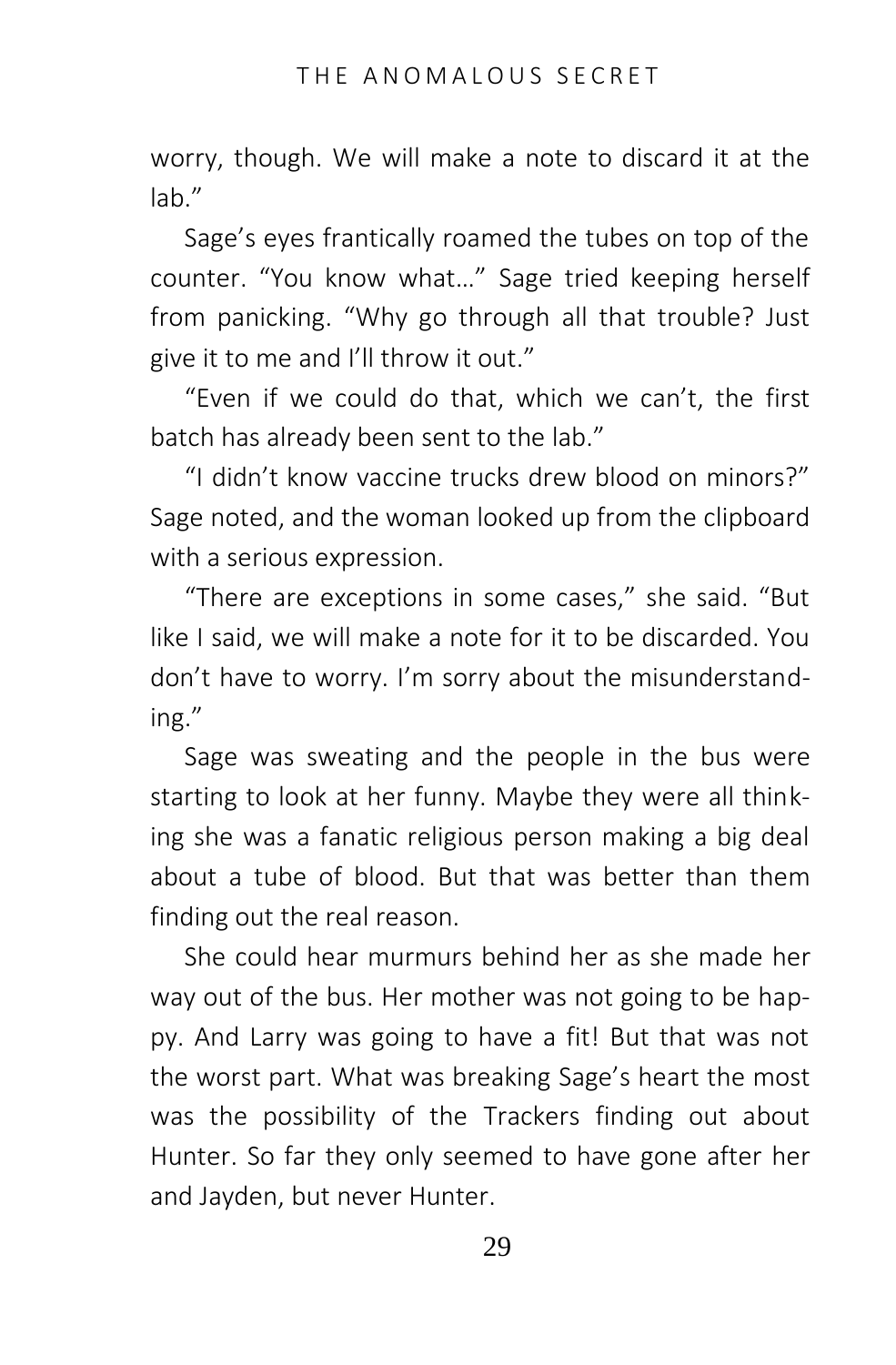worry, though. We will make a note to discard it at the lab."

Sage's eyes frantically roamed the tubes on top of the counter. "You know what…" Sage tried keeping herself from panicking. "Why go through all that trouble? Just give it to me and I'll throw it out."

"Even if we could do that, which we can't, the first batch has already been sent to the lab."

"I didn't know vaccine trucks drew blood on minors?" Sage noted, and the woman looked up from the clipboard with a serious expression.

"There are exceptions in some cases," she said. "But like I said, we will make a note for it to be discarded. You don't have to worry. I'm sorry about the misunderstanding."

Sage was sweating and the people in the bus were starting to look at her funny. Maybe they were all thinking she was a fanatic religious person making a big deal about a tube of blood. But that was better than them finding out the real reason.

She could hear murmurs behind her as she made her way out of the bus. Her mother was not going to be happy. And Larry was going to have a fit! But that was not the worst part. What was breaking Sage's heart the most was the possibility of the Trackers finding out about Hunter. So far they only seemed to have gone after her and Jayden, but never Hunter.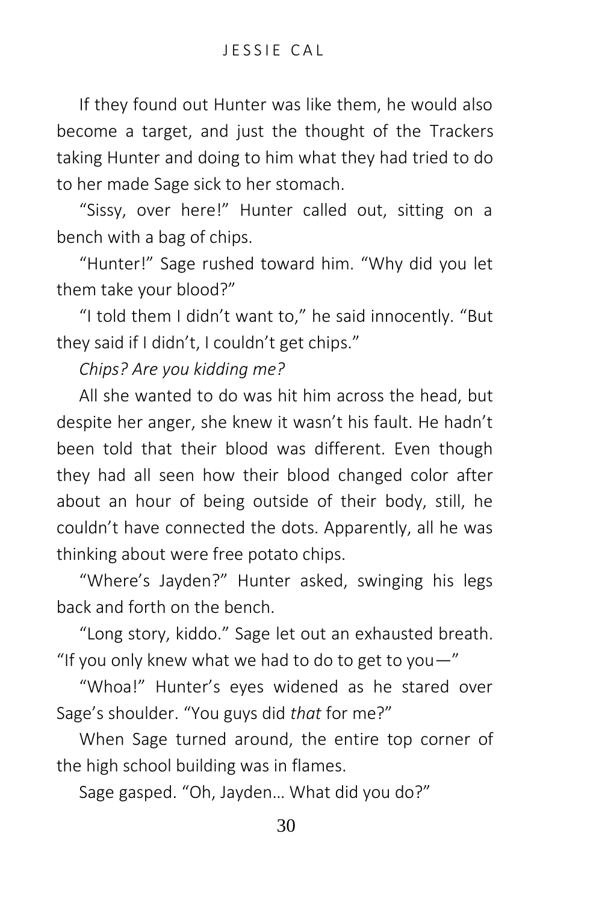If they found out Hunter was like them, he would also become a target, and just the thought of the Trackers taking Hunter and doing to him what they had tried to do to her made Sage sick to her stomach.

"Sissy, over here!" Hunter called out, sitting on a bench with a bag of chips.

"Hunter!" Sage rushed toward him. "Why did you let them take your blood?"

"I told them I didn't want to," he said innocently. "But they said if I didn't, I couldn't get chips."

*Chips? Are you kidding me?*

All she wanted to do was hit him across the head, but despite her anger, she knew it wasn't his fault. He hadn't been told that their blood was different. Even though they had all seen how their blood changed color after about an hour of being outside of their body, still, he couldn't have connected the dots. Apparently, all he was thinking about were free potato chips.

"Where's Jayden?" Hunter asked, swinging his legs back and forth on the bench.

"Long story, kiddo." Sage let out an exhausted breath. "If you only knew what we had to do to get to you—"

"Whoa!" Hunter's eyes widened as he stared over Sage's shoulder. "You guys did *that* for me?"

When Sage turned around, the entire top corner of the high school building was in flames.

Sage gasped. "Oh, Jayden… What did you do?"